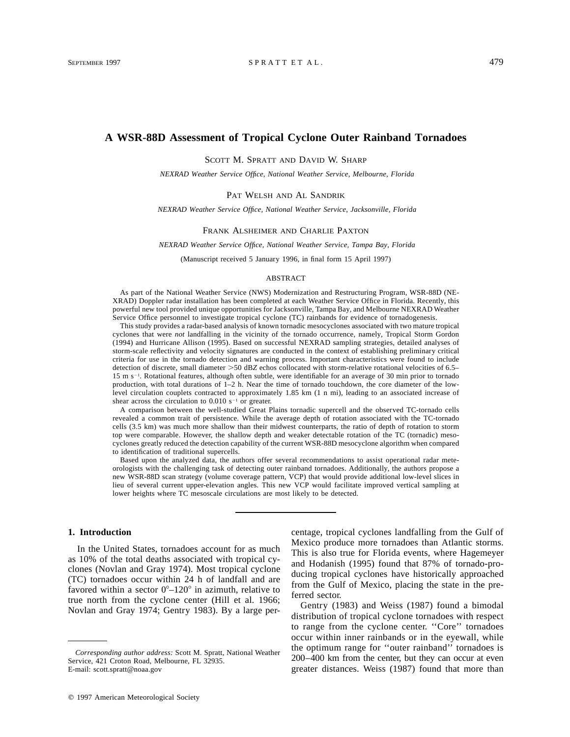# A WSR-88D Assessment of Tropical Cyclone Outer Rainband Tornadoes

SCOTT M. SPRATT AND DAVID W. SHARP

*NEXRAD Weather Service Office, National Weather Service, Melbourne, Florida*

PAT WELSH AND AL SANDRIK

*NEXRAD Weather Service Office, National Weather Service, Jacksonville, Florida*

FRANK ALSHEIMER AND CHARLIE PAXTON

*NEXRAD Weather Service Office, National Weather Service, Tampa Bay, Florida*

(Manuscript received 5 January 1996, in final form 15 April 1997)

## ABSTRACT

As part of the National Weather Service (NWS) Modernization and Restructuring Program, WSR-88D (NEXRAD) Doppler radar installation has been completed at each Weather Service Office in Florida. Recently, this powerful new tool provided unique opportunities for Jacksonville, Tampa Bay, and Melbourne NEXRAD Weather Service Office personnel to investigate tropical cyclone (TC) rainbands for evidence of tornadogenesis.

This study provides a radar-based analysis of known tornadic mesocyclones associated with two mature tropical cyclones that were *not* landfalling in the vicinity of the tornado occurrence, namely, Tropical Storm Gordon (1994) and Hurricane Allison (1995). Based on successful NEXRAD sampling strategies, detailed analyses of storm-scale reflectivity and velocity signatures are conducted in the context of establishing preliminary critical criteria for use in the tornado detection and warning process. Important characteristics were found to include detection of discrete, small diameter >50 dB*Z* echos collocated with storm-relative rotational velocities of 6.5–15 m s$^{-1}$. Rotational features, although often subtle, were identifiable for an average of 30 min prior to tornado production, with total durations of 1–2 h. Near the time of tornado touchdown, the core diameter of the low-level circulation couplets contracted to approximately 1.85 km (1 n mi), leading to an associated increase of shear across the circulation to 0.010 s$^{-1}$ or greater.

A comparison between the well-studied Great Plains tornadic supercell and the observed TC-tornado cells revealed a common trait of persistence. While the average depth of rotation associated with the TC-tornado cells (3.5 km) was much more shallow than their midwest counterparts, the ratio of depth of rotation to storm top were comparable. However, the shallow depth and weaker detectable rotation of the TC (tornadic) mesocyclones greatly reduced the detection capability of the current WSR-88D mesocyclone algorithm when compared to identification of traditional supercells.

Based upon the analyzed data, the authors offer several recommendations to assist operational radar meteorologists with the challenging task of detecting outer rainband tornadoes. Additionally, the authors propose a new WSR-88D scan strategy (volume coverage pattern, VCP) that would provide additional low-level slices in lieu of several current upper-elevation angles. This new VCP would facilitate improved vertical sampling at lower heights where TC mesoscale circulations are most likely to be detected.

## 1. Introduction

In the United States, tornadoes account for as much as 10% of the total deaths associated with tropical cyclones (Novlan and Gray 1974). Most tropical cyclone (TC) tornadoes occur within 24 h of landfall and are favored within a sector 0°–120° in azimuth, relative to true north from the cyclone center (Hill et al. 1966; Novlan and Gray 1974; Gentry 1983). By a large percentage, tropical cyclones landfalling from the Gulf of Mexico produce more tornadoes than Atlantic storms. This is also true for Florida events, where Hagemeyer and Hodanish (1995) found that 87% of tornado-producing tropical cyclones have historically approached from the Gulf of Mexico, placing the state in the preferred sector.

Gentry (1983) and Weiss (1987) found a bimodal distribution of tropical cyclone tornadoes with respect to range from the cyclone center. ''Core'' tornadoes occur within inner rainbands or in the eyewall, while the optimum range for ''outer rainband'' tornadoes is 200–400 km from the center, but they can occur at even greater distances. Weiss (1987) found that more than

*Corresponding author address:* Scott M. Spratt, National Weather Service, 421 Croton Road, Melbourne, FL 32935.
E-mail: scott.spratt@noaa.gov

© 1997 American Meteorological Society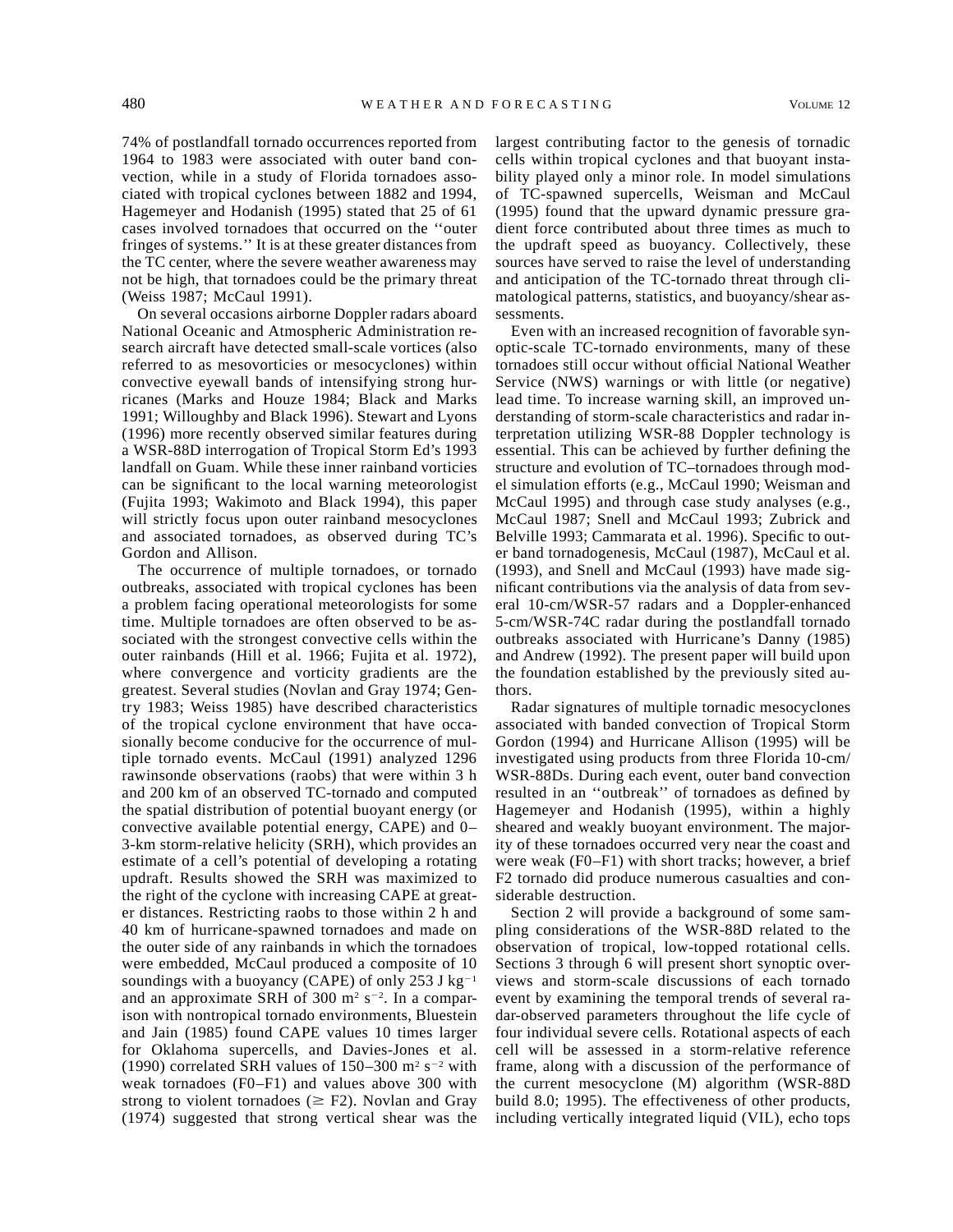74% of postlandfall tornado occurrences reported from 1964 to 1983 were associated with outer band convection, while in a study of Florida tornadoes associated with tropical cyclones between 1882 and 1994, Hagemeyer and Hodanish (1995) stated that 25 of 61 cases involved tornadoes that occurred on the ''outer fringes of systems.'' It is at these greater distances from the TC center, where the severe weather awareness may not be high, that tornadoes could be the primary threat (Weiss 1987; McCaul 1991).

On several occasions airborne Doppler radars aboard National Oceanic and Atmospheric Administration research aircraft have detected small-scale vortices (also referred to as mesovorticies or mesocyclones) within convective eyewall bands of intensifying strong hurricanes (Marks and Houze 1984; Black and Marks 1991; Willoughby and Black 1996). Stewart and Lyons (1996) more recently observed similar features during a WSR-88D interrogation of Tropical Storm Ed's 1993 landfall on Guam. While these inner rainband vorticies can be significant to the local warning meteorologist (Fujita 1993; Wakimoto and Black 1994), this paper will strictly focus upon outer rainband mesocyclones and associated tornadoes, as observed during TC's Gordon and Allison.

The occurrence of multiple tornadoes, or tornado outbreaks, associated with tropical cyclones has been a problem facing operational meteorologists for some time. Multiple tornadoes are often observed to be associated with the strongest convective cells within the outer rainbands (Hill et al. 1966; Fujita et al. 1972), where convergence and vorticity gradients are the greatest. Several studies (Novlan and Gray 1974; Gentry 1983; Weiss 1985) have described characteristics of the tropical cyclone environment that have occasionally become conducive for the occurrence of multiple tornado events. McCaul (1991) analyzed 1296 rawinsonde observations (raobs) that were within 3 h and 200 km of an observed TC-tornado and computed the spatial distribution of potential buoyant energy (or convective available potential energy, CAPE) and 0–3-km storm-relative helicity (SRH), which provides an estimate of a cell's potential of developing a rotating updraft. Results showed the SRH was maximized to the right of the cyclone with increasing CAPE at greater distances. Restricting raobs to those within 2 h and 40 km of hurricane-spawned tornadoes and made on the outer side of any rainbands in which the tornadoes were embedded, McCaul produced a composite of 10 soundings with a buoyancy (CAPE) of only 253 J $\mathrm{kg^{-1}}$ and an approximate SRH of 300 $\mathrm{m^2\ s^{-2}}$. In a comparison with nontropical tornado environments, Bluestein and Jain (1985) found CAPE values 10 times larger for Oklahoma supercells, and Davies-Jones et al. (1990) correlated SRH values of 150–300 $\mathrm{m^2\ s^{-2}}$ with weak tornadoes (F0–F1) and values above 300 with strong to violent tornadoes ($\geq$ F2). Novlan and Gray (1974) suggested that strong vertical shear was the largest contributing factor to the genesis of tornadic cells within tropical cyclones and that buoyant instability played only a minor role. In model simulations of TC-spawned supercells, Weisman and McCaul (1995) found that the upward dynamic pressure gradient force contributed about three times as much to the updraft speed as buoyancy. Collectively, these sources have served to raise the level of understanding and anticipation of the TC-tornado threat through climatological patterns, statistics, and buoyancy/shear assessments.

Even with an increased recognition of favorable synoptic-scale TC-tornado environments, many of these tornadoes still occur without official National Weather Service (NWS) warnings or with little (or negative) lead time. To increase warning skill, an improved understanding of storm-scale characteristics and radar interpretation utilizing WSR-88 Doppler technology is essential. This can be achieved by further defining the structure and evolution of TC–tornadoes through model simulation efforts (e.g., McCaul 1990; Weisman and McCaul 1995) and through case study analyses (e.g., McCaul 1987; Snell and McCaul 1993; Zubrick and Belville 1993; Cammarata et al. 1996). Specific to outer band tornadogenesis, McCaul (1987), McCaul et al. (1993), and Snell and McCaul (1993) have made significant contributions via the analysis of data from several 10-cm/WSR-57 radars and a Doppler-enhanced 5-cm/WSR-74C radar during the postlandfall tornado outbreaks associated with Hurricane's Danny (1985) and Andrew (1992). The present paper will build upon the foundation established by the previously sited authors.

Radar signatures of multiple tornadic mesocyclones associated with banded convection of Tropical Storm Gordon (1994) and Hurricane Allison (1995) will be investigated using products from three Florida 10-cm/WSR-88Ds. During each event, outer band convection resulted in an ''outbreak'' of tornadoes as defined by Hagemeyer and Hodanish (1995), within a highly sheared and weakly buoyant environment. The majority of these tornadoes occurred very near the coast and were weak (F0–F1) with short tracks; however, a brief F2 tornado did produce numerous casualties and considerable destruction.

Section 2 will provide a background of some sampling considerations of the WSR-88D related to the observation of tropical, low-topped rotational cells. Sections 3 through 6 will present short synoptic overviews and storm-scale discussions of each tornado event by examining the temporal trends of several radar-observed parameters throughout the life cycle of four individual severe cells. Rotational aspects of each cell will be assessed in a storm-relative reference frame, along with a discussion of the performance of the current mesocyclone (M) algorithm (WSR-88D build 8.0; 1995). The effectiveness of other products, including vertically integrated liquid (VIL), echo tops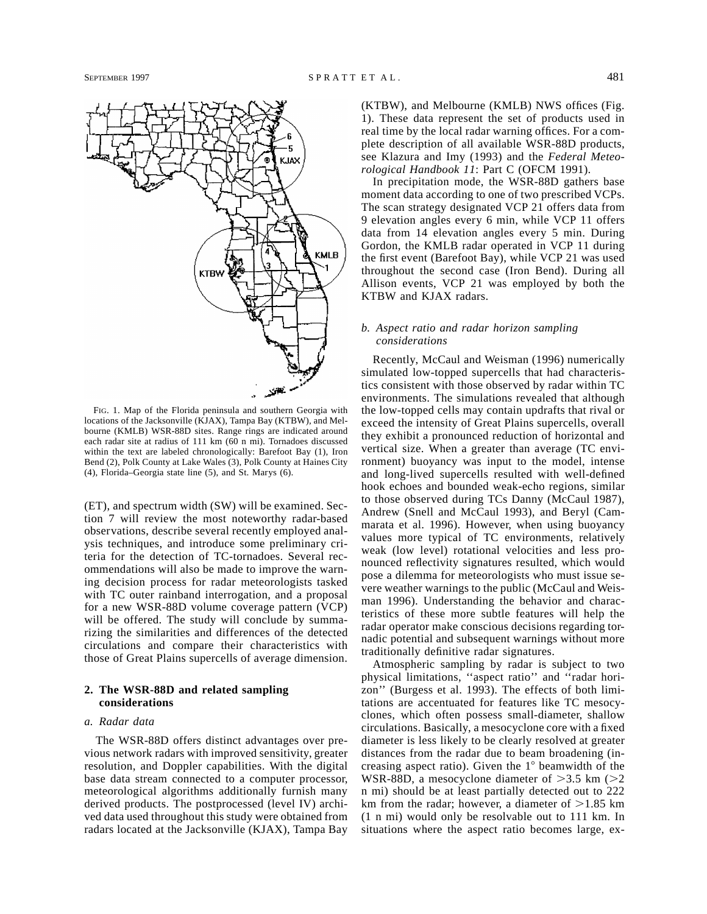FIG. 1. Map of the Florida peninsula and southern Georgia with locations of the Jacksonville (KJAX), Tampa Bay (KTBW), and Melbourne (KMLB) WSR-88D sites. Range rings are indicated around each radar site at radius of 111 km (60 n mi). Tornadoes discussed within the text are labeled chronologically: Barefoot Bay (1), Iron Bend (2), Polk County at Lake Wales (3), Polk County at Haines City (4), Florida–Georgia state line (5), and St. Marys (6).

(ET), and spectrum width (SW) will be examined. Section 7 will review the most noteworthy radar-based observations, describe several recently employed analysis techniques, and introduce some preliminary criteria for the detection of TC-tornadoes. Several recommendations will also be made to improve the warning decision process for radar meteorologists tasked with TC outer rainband interrogation, and a proposal for a new WSR-88D volume coverage pattern (VCP) will be offered. The study will conclude by summarizing the similarities and differences of the detected circulations and compare their characteristics with those of Great Plains supercells of average dimension.

## 2. The WSR-88D and related sampling considerations

### a. Radar data

The WSR-88D offers distinct advantages over previous network radars with improved sensitivity, greater resolution, and Doppler capabilities. With the digital base data stream connected to a computer processor, meteorological algorithms additionally furnish many derived products. The postprocessed (level IV) archived data used throughout this study were obtained from radars located at the Jacksonville (KJAX), Tampa Bay (KTBW), and Melbourne (KMLB) NWS offices (Fig. 1). These data represent the set of products used in real time by the local radar warning offices. For a complete description of all available WSR-88D products, see Klazura and Imy (1993) and the *Federal Meteorological Handbook 11*: Part C (OFCM 1991).

In precipitation mode, the WSR-88D gathers base moment data according to one of two prescribed VCPs. The scan strategy designated VCP 21 offers data from 9 elevation angles every 6 min, while VCP 11 offers data from 14 elevation angles every 5 min. During Gordon, the KMLB radar operated in VCP 11 during the first event (Barefoot Bay), while VCP 21 was used throughout the second case (Iron Bend). During all Allison events, VCP 21 was employed by both the KTBW and KJAX radars.

### b. Aspect ratio and radar horizon sampling considerations

Recently, McCaul and Weisman (1996) numerically simulated low-topped supercells that had characteristics consistent with those observed by radar within TC environments. The simulations revealed that although the low-topped cells may contain updrafts that rival or exceed the intensity of Great Plains supercells, overall they exhibit a pronounced reduction of horizontal and vertical size. When a greater than average (TC environment) buoyancy was input to the model, intense and long-lived supercells resulted with well-defined hook echoes and bounded weak-echo regions, similar to those observed during TCs Danny (McCaul 1987), Andrew (Snell and McCaul 1993), and Beryl (Cammarata et al. 1996). However, when using buoyancy values more typical of TC environments, relatively weak (low level) rotational velocities and less pronounced reflectivity signatures resulted, which would pose a dilemma for meteorologists who must issue severe weather warnings to the public (McCaul and Weisman 1996). Understanding the behavior and characteristics of these more subtle features will help the radar operator make conscious decisions regarding tornadic potential and subsequent warnings without more traditionally definitive radar signatures.

Atmospheric sampling by radar is subject to two physical limitations, ''aspect ratio'' and ''radar horizon'' (Burgess et al. 1993). The effects of both limitations are accentuated for features like TC mesocyclones, which often possess small-diameter, shallow circulations. Basically, a mesocyclone core with a fixed diameter is less likely to be clearly resolved at greater distances from the radar due to beam broadening (increasing aspect ratio). Given the 1° beamwidth of the WSR-88D, a mesocyclone diameter of >3.5 km (>2 n mi) should be at least partially detected out to 222 km from the radar; however, a diameter of >1.85 km (1 n mi) would only be resolvable out to 111 km. In situations where the aspect ratio becomes large, ex-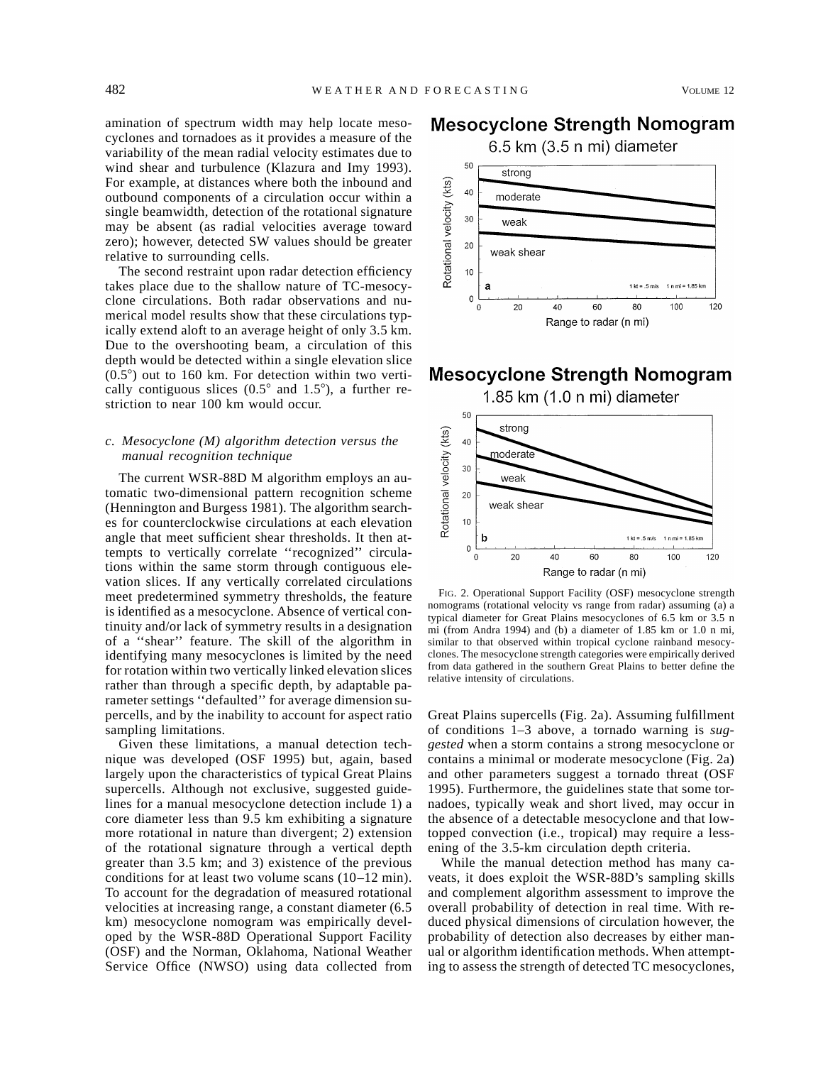amination of spectrum width may help locate mesocyclones and tornadoes as it provides a measure of the variability of the mean radial velocity estimates due to wind shear and turbulence (Klazura and Imy 1993). For example, at distances where both the inbound and outbound components of a circulation occur within a single beamwidth, detection of the rotational signature may be absent (as radial velocities average toward zero); however, detected SW values should be greater relative to surrounding cells.

The second restraint upon radar detection efficiency takes place due to the shallow nature of TC-mesocyclone circulations. Both radar observations and numerical model results show that these circulations typically extend aloft to an average height of only 3.5 km. Due to the overshooting beam, a circulation of this depth would be detected within a single elevation slice (0.5°) out to 160 km. For detection within two vertically contiguous slices (0.5° and 1.5°), a further restriction to near 100 km would occur.

### *c. Mesocyclone (M) algorithm detection versus the manual recognition technique*

The current WSR-88D M algorithm employs an automatic two-dimensional pattern recognition scheme (Hennington and Burgess 1981). The algorithm searches for counterclockwise circulations at each elevation angle that meet sufficient shear thresholds. It then attempts to vertically correlate ''recognized'' circulations within the same storm through contiguous elevation slices. If any vertically correlated circulations meet predetermined symmetry thresholds, the feature is identified as a mesocyclone. Absence of vertical continuity and/or lack of symmetry results in a designation of a ''shear'' feature. The skill of the algorithm in identifying many mesocyclones is limited by the need for rotation within two vertically linked elevation slices rather than through a specific depth, by adaptable parameter settings ''defaulted'' for average dimension supercells, and by the inability to account for aspect ratio sampling limitations.

Given these limitations, a manual detection technique was developed (OSF 1995) but, again, based largely upon the characteristics of typical Great Plains supercells. Although not exclusive, suggested guidelines for a manual mesocyclone detection include 1) a core diameter less than 9.5 km exhibiting a signature more rotational in nature than divergent; 2) extension of the rotational signature through a vertical depth greater than 3.5 km; and 3) existence of the previous conditions for at least two volume scans (10–12 min). To account for the degradation of measured rotational velocities at increasing range, a constant diameter (6.5 km) mesocyclone nomogram was empirically developed by the WSR-88D Operational Support Facility (OSF) and the Norman, Oklahoma, National Weather Service Office (NWSO) using data collected from Great Plains supercells (Fig. 2a). Assuming fulfillment of conditions 1–3 above, a tornado warning is *suggested* when a storm contains a strong mesocyclone or contains a minimal or moderate mesocyclone (Fig. 2a) and other parameters suggest a tornado threat (OSF 1995). Furthermore, the guidelines state that some tornadoes, typically weak and short lived, may occur in the absence of a detectable mesocyclone and that low-topped convection (i.e., tropical) may require a lessening of the 3.5-km circulation depth criteria.

While the manual detection method has many caveats, it does exploit the WSR-88D's sampling skills and complement algorithm assessment to improve the overall probability of detection in real time. With reduced physical dimensions of circulation however, the probability of detection also decreases by either manual or algorithm identification methods. When attempting to assess the strength of detected TC mesocyclones,

FIG. 2. Operational Support Facility (OSF) mesocyclone strength nomograms (rotational velocity vs range from radar) assuming (a) a typical diameter for Great Plains mesocyclones of 6.5 km or 3.5 n mi (from Andra 1994) and (b) a diameter of 1.85 km or 1.0 n mi, similar to that observed within tropical cyclone rainband mesocyclones. The mesocyclone strength categories were empirically derived from data gathered in the southern Great Plains to better define the relative intensity of circulations.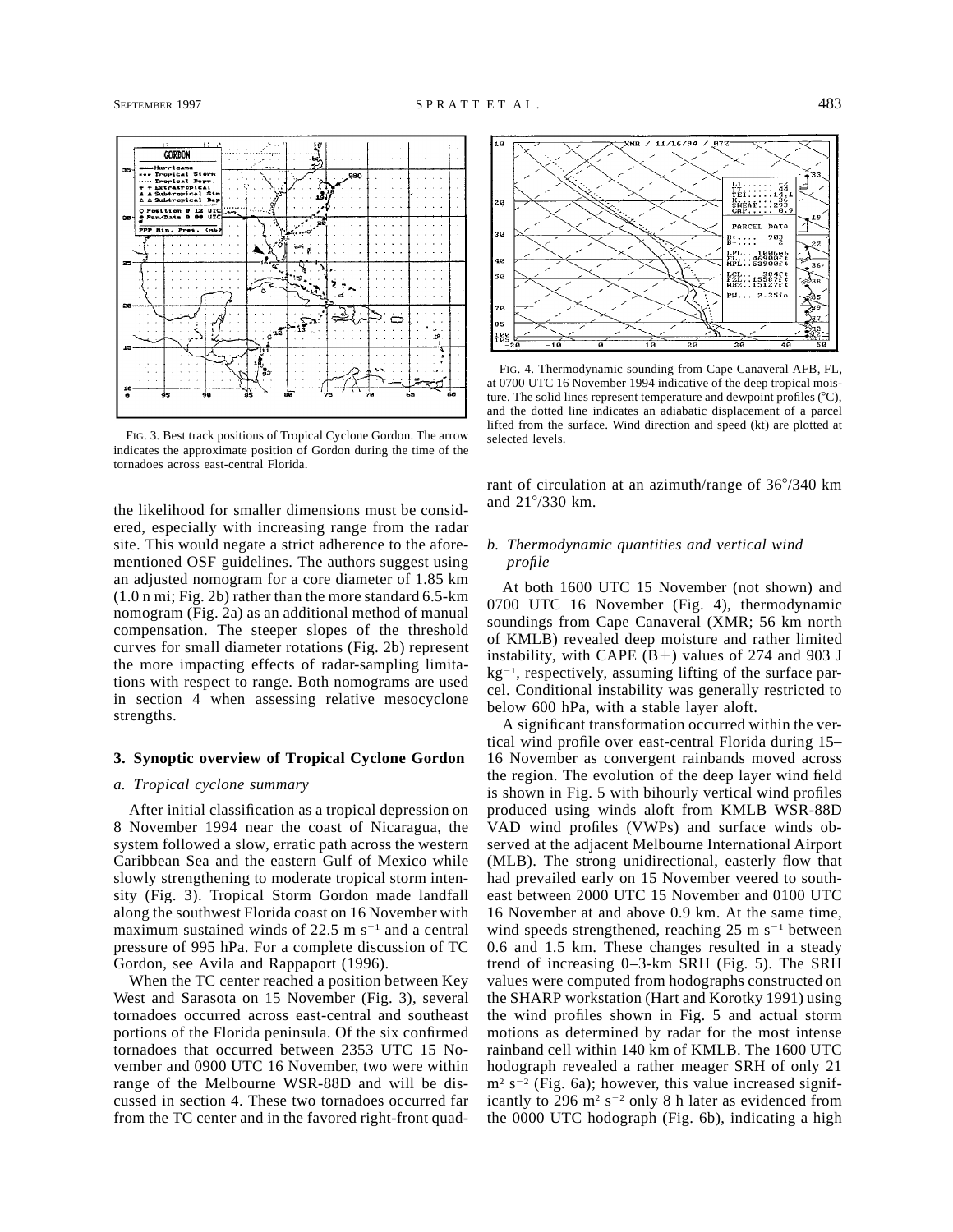FIG. 3. Best track positions of Tropical Cyclone Gordon. The arrow indicates the approximate position of Gordon during the time of the tornadoes across east-central Florida.

FIG. 4. Thermodynamic sounding from Cape Canaveral AFB, FL, at 0700 UTC 16 November 1994 indicative of the deep tropical moisture. The solid lines represent temperature and dewpoint profiles (°C), and the dotted line indicates an adiabatic displacement of a parcel lifted from the surface. Wind direction and speed (kt) are plotted at selected levels.

the likelihood for smaller dimensions must be considered, especially with increasing range from the radar site. This would negate a strict adherence to the aforementioned OSF guidelines. The authors suggest using an adjusted nomogram for a core diameter of 1.85 km (1.0 n mi; Fig. 2b) rather than the more standard 6.5-km nomogram (Fig. 2a) as an additional method of manual compensation. The steeper slopes of the threshold curves for small diameter rotations (Fig. 2b) represent the more impacting effects of radar-sampling limitations with respect to range. Both nomograms are used in section 4 when assessing relative mesocyclone strengths.

## 3. Synoptic overview of Tropical Cyclone Gordon

### *a. Tropical cyclone summary*

After initial classification as a tropical depression on 8 November 1994 near the coast of Nicaragua, the system followed a slow, erratic path across the western Caribbean Sea and the eastern Gulf of Mexico while slowly strengthening to moderate tropical storm intensity (Fig. 3). Tropical Storm Gordon made landfall along the southwest Florida coast on 16 November with maximum sustained winds of 22.5 m $s^{-1}$ and a central pressure of 995 hPa. For a complete discussion of TC Gordon, see Avila and Rappaport (1996).

When the TC center reached a position between Key West and Sarasota on 15 November (Fig. 3), several tornadoes occurred across east-central and southeast portions of the Florida peninsula. Of the six confirmed tornadoes that occurred between 2353 UTC 15 November and 0900 UTC 16 November, two were within range of the Melbourne WSR-88D and will be discussed in section 4. These two tornadoes occurred far from the TC center and in the favored right-front quadrant of circulation at an azimuth/range of 36°/340 km and 21°/330 km.

### *b. Thermodynamic quantities and vertical wind profile*

At both 1600 UTC 15 November (not shown) and 0700 UTC 16 November (Fig. 4), thermodynamic soundings from Cape Canaveral (XMR; 56 km north of KMLB) revealed deep moisture and rather limited instability, with CAPE (B+) values of 274 and 903 J $kg^{-1}$, respectively, assuming lifting of the surface parcel. Conditional instability was generally restricted to below 600 hPa, with a stable layer aloft.

A significant transformation occurred within the vertical wind profile over east-central Florida during 15–16 November as convergent rainbands moved across the region. The evolution of the deep layer wind field is shown in Fig. 5 with bihourly vertical wind profiles produced using winds aloft from KMLB WSR-88D VAD wind profiles (VWPs) and surface winds observed at the adjacent Melbourne International Airport (MLB). The strong unidirectional, easterly flow that had prevailed early on 15 November veered to southeast between 2000 UTC 15 November and 0100 UTC 16 November at and above 0.9 km. At the same time, wind speeds strengthened, reaching 25 m $s^{-1}$ between 0.6 and 1.5 km. These changes resulted in a steady trend of increasing 0–3-km SRH (Fig. 5). The SRH values were computed from hodographs constructed on the SHARP workstation (Hart and Korotky 1991) using the wind profiles shown in Fig. 5 and actual storm motions as determined by radar for the most intense rainband cell within 140 km of KMLB. The 1600 UTC hodograph revealed a rather meager SRH of only 21 $m^2$ $s^{-2}$ (Fig. 6a); however, this value increased significantly to 296 $m^2$ $s^{-2}$ only 8 h later as evidenced from the 0000 UTC hodograph (Fig. 6b), indicating a high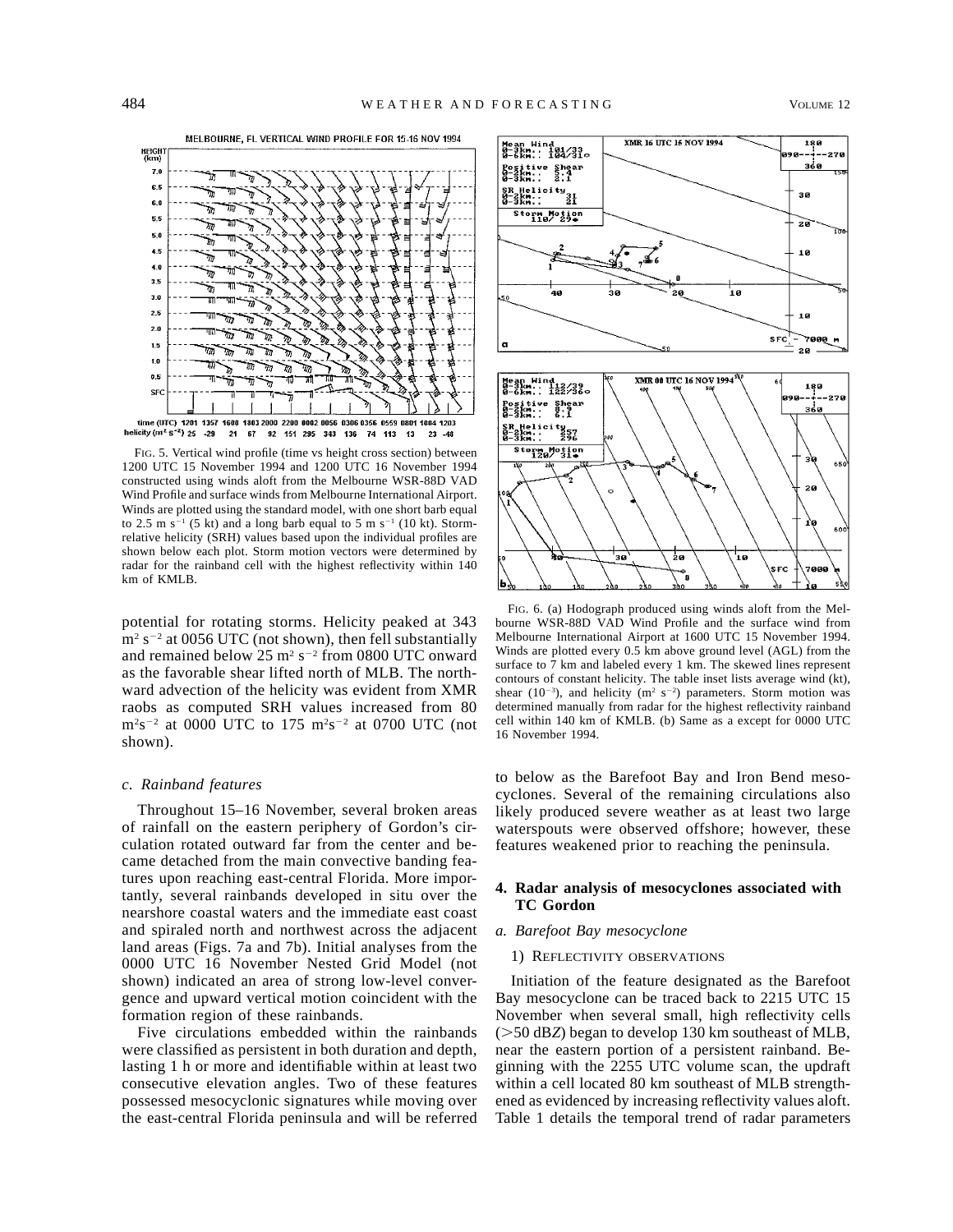FIG. 5. Vertical wind profile (time vs height cross section) between 1200 UTC 15 November 1994 and 1200 UTC 16 November 1994 constructed using winds aloft from the Melbourne WSR-88D VAD Wind Profile and surface winds from Melbourne International Airport. Winds are plotted using the standard model, with one short barb equal to 2.5 m s$^{-1}$ (5 kt) and a long barb equal to 5 m s$^{-1}$ (10 kt). Storm-relative helicity (SRH) values based upon the individual profiles are shown below each plot. Storm motion vectors were determined by radar for the rainband cell with the highest reflectivity within 140 km of KMLB.

FIG. 6. (a) Hodograph produced using winds aloft from the Melbourne WSR-88D VAD Wind Profile and the surface wind from Melbourne International Airport at 1600 UTC 15 November 1994. Winds are plotted every 0.5 km above ground level (AGL) from the surface to 7 km and labeled every 1 km. The skewed lines represent contours of constant helicity. The table inset lists average wind (kt), shear (10$^{-3}$), and helicity (m$^2$ s$^{-2}$) parameters. Storm motion was determined manually from radar for the highest reflectivity rainband cell within 140 km of KMLB. (b) Same as a except for 0000 UTC 16 November 1994.

potential for rotating storms. Helicity peaked at 343 m$^2$ s$^{-2}$ at 0056 UTC (not shown), then fell substantially and remained below 25 m$^2$ s$^{-2}$ from 0800 UTC onward as the favorable shear lifted north of MLB. The northward advection of the helicity was evident from XMR raobs as computed SRH values increased from 80 m$^2$s$^{-2}$ at 0000 UTC to 175 m$^2$s$^{-2}$ at 0700 UTC (not shown).

### *c. Rainband features*

Throughout 15–16 November, several broken areas of rainfall on the eastern periphery of Gordon's circulation rotated outward far from the center and became detached from the main convective banding features upon reaching east-central Florida. More importantly, several rainbands developed in situ over the nearshore coastal waters and the immediate east coast and spiraled north and northwest across the adjacent land areas (Figs. 7a and 7b). Initial analyses from the 0000 UTC 16 November Nested Grid Model (not shown) indicated an area of strong low-level convergence and upward vertical motion coincident with the formation region of these rainbands.

Five circulations embedded within the rainbands were classified as persistent in both duration and depth, lasting 1 h or more and identifiable within at least two consecutive elevation angles. Two of these features possessed mesocyclonic signatures while moving over the east-central Florida peninsula and will be referred to below as the Barefoot Bay and Iron Bend mesocyclones. Several of the remaining circulations also likely produced severe weather as at least two large waterspouts were observed offshore; however, these features weakened prior to reaching the peninsula.

## 4. Radar analysis of mesocyclones associated with TC Gordon

### *a. Barefoot Bay mesocyclone*

#### 1) Reflectivity observations

Initiation of the feature designated as the Barefoot Bay mesocyclone can be traced back to 2215 UTC 15 November when several small, high reflectivity cells (>50 dB*Z*) began to develop 130 km southeast of MLB, near the eastern portion of a persistent rainband. Beginning with the 2255 UTC volume scan, the updraft within a cell located 80 km southeast of MLB strengthened as evidenced by increasing reflectivity values aloft. Table 1 details the temporal trend of radar parameters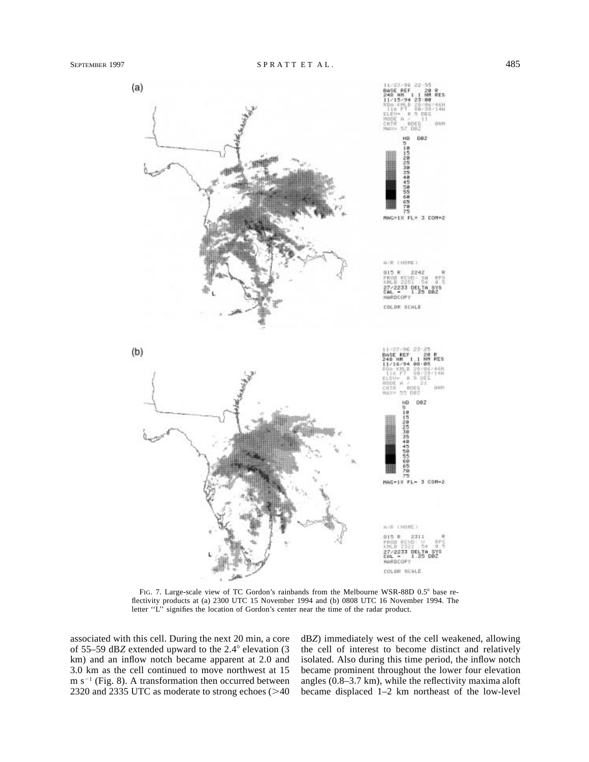FIG. 7. Large-scale view of TC Gordon's rainbands from the Melbourne WSR-88D 0.5° base reflectivity products at (a) 2300 UTC 15 November 1994 and (b) 0808 UTC 16 November 1994. The letter ''L'' signifies the location of Gordon's center near the time of the radar product.

associated with this cell. During the next 20 min, a core of 55–59 dB*Z* extended upward to the 2.4° elevation (3 km) and an inflow notch became apparent at 2.0 and 3.0 km as the cell continued to move northwest at 15 m $s^{-1}$ (Fig. 8). A transformation then occurred between 2320 and 2335 UTC as moderate to strong echoes (>40 dB*Z*) immediately west of the cell weakened, allowing the cell of interest to become distinct and relatively isolated. Also during this time period, the inflow notch became prominent throughout the lower four elevation angles (0.8–3.7 km), while the reflectivity maxima aloft became displaced 1–2 km northeast of the low-level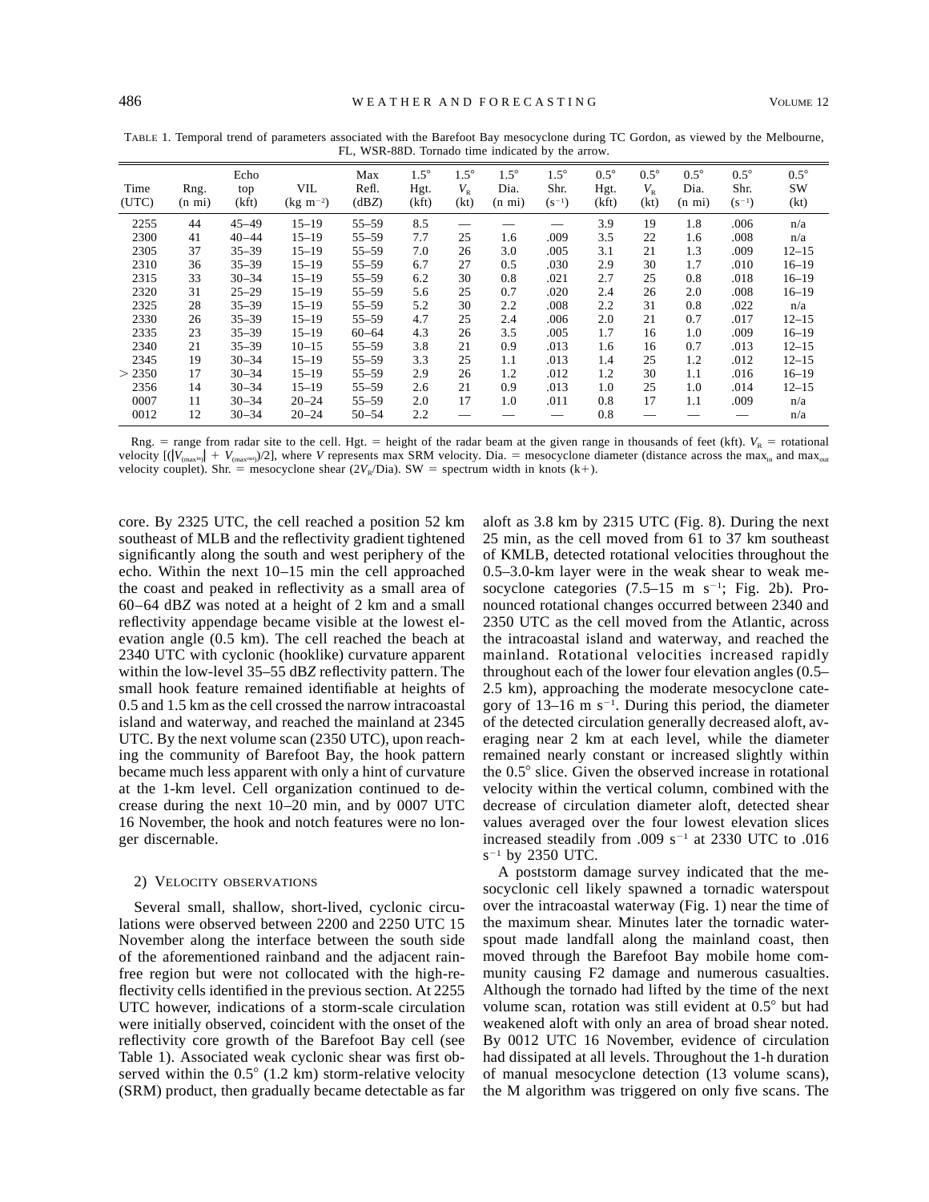TABLE 1. Temporal trend of parameters associated with the Barefoot Bay mesocyclone during TC Gordon, as viewed by the Melbourne, FL, WSR-88D. Tornado time indicated by the arrow.

| Time (UTC) | Rng. (n mi) | Echo top (kft) | VIL ($kg\ m^{-2}$) | Max Refl. (dBZ) | 1.5° Hgt. (kft) | 1.5° $V_R$ (kt) | 1.5° Dia. (n mi) | 1.5° Shr. ($s^{-1}$) | 0.5° Hgt. (kft) | 0.5° $V_R$ (kt) | 0.5° Dia. (n mi) | 0.5° Shr. ($s^{-1}$) | 0.5° SW (kt) |
|---|---|---|---|---|---|---|---|---|---|---|---|---|---|
| 2255 | 44 | 45–49 | 15–19 | 55–59 | 8.5 | — | — | — | 3.9 | 19 | 1.8 | .006 | n/a |
| 2300 | 41 | 40–44 | 15–19 | 55–59 | 7.7 | 25 | 1.6 | .009 | 3.5 | 22 | 1.6 | .008 | n/a |
| 2305 | 37 | 35–39 | 15–19 | 55–59 | 7.0 | 26 | 3.0 | .005 | 3.1 | 21 | 1.3 | .009 | 12–15 |
| 2310 | 36 | 35–39 | 15–19 | 55–59 | 6.7 | 27 | 0.5 | .030 | 2.9 | 30 | 1.7 | .010 | 16–19 |
| 2315 | 33 | 30–34 | 15–19 | 55–59 | 6.2 | 30 | 0.8 | .021 | 2.7 | 25 | 0.8 | .018 | 16–19 |
| 2320 | 31 | 25–29 | 15–19 | 55–59 | 5.6 | 25 | 0.7 | .020 | 2.4 | 26 | 2.0 | .008 | 16–19 |
| 2325 | 28 | 35–39 | 15–19 | 55–59 | 5.2 | 30 | 2.2 | .008 | 2.2 | 31 | 0.8 | .022 | n/a |
| 2330 | 26 | 35–39 | 15–19 | 55–59 | 4.7 | 25 | 2.4 | .006 | 2.0 | 21 | 0.7 | .017 | 12–15 |
| 2335 | 23 | 35–39 | 15–19 | 60–64 | 4.3 | 26 | 3.5 | .005 | 1.7 | 16 | 1.0 | .009 | 16–19 |
| 2340 | 21 | 35–39 | 10–15 | 55–59 | 3.8 | 21 | 0.9 | .013 | 1.6 | 16 | 0.7 | .013 | 12–15 |
| 2345 | 19 | 30–34 | 15–19 | 55–59 | 3.3 | 25 | 1.1 | .013 | 1.4 | 25 | 1.2 | .012 | 12–15 |
| > 2350 | 17 | 30–34 | 15–19 | 55–59 | 2.9 | 26 | 1.2 | .012 | 1.2 | 30 | 1.1 | .016 | 16–19 |
| 2356 | 14 | 30–34 | 15–19 | 55–59 | 2.6 | 21 | 0.9 | .013 | 1.0 | 25 | 1.0 | .014 | 12–15 |
| 0007 | 11 | 30–34 | 20–24 | 55–59 | 2.0 | 17 | 1.0 | .011 | 0.8 | 17 | 1.1 | .009 | n/a |
| 0012 | 12 | 30–34 | 20–24 | 50–54 | 2.2 | — | — | — | 0.8 | — | — | — | n/a |

Rng. = range from radar site to the cell. Hgt. = height of the radar beam at the given range in thousands of feet (kft). $V_R$ = rotational velocity $[(|V_{(max_{in})}| + V_{(max_{out})})/2]$, where $V$ represents max SRM velocity. Dia. = mesocyclone diameter (distance across the $max_{in}$ and $max_{out}$ velocity couplet). Shr. = mesocyclone shear ($2V_R$/Dia). SW = spectrum width in knots (k+).

core. By 2325 UTC, the cell reached a position 52 km southeast of MLB and the reflectivity gradient tightened significantly along the south and west periphery of the echo. Within the next 10–15 min the cell approached the coast and peaked in reflectivity as a small area of 60–64 dB*Z* was noted at a height of 2 km and a small reflectivity appendage became visible at the lowest elevation angle (0.5 km). The cell reached the beach at 2340 UTC with cyclonic (hooklike) curvature apparent within the low-level 35–55 dB*Z* reflectivity pattern. The small hook feature remained identifiable at heights of 0.5 and 1.5 km as the cell crossed the narrow intracoastal island and waterway, and reached the mainland at 2345 UTC. By the next volume scan (2350 UTC), upon reaching the community of Barefoot Bay, the hook pattern became much less apparent with only a hint of curvature at the 1-km level. Cell organization continued to decrease during the next 10–20 min, and by 0007 UTC 16 November, the hook and notch features were no longer discernable.

### 2) Velocity observations

Several small, shallow, short-lived, cyclonic circulations were observed between 2200 and 2250 UTC 15 November along the interface between the south side of the aforementioned rainband and the adjacent rain-free region but were not collocated with the high-reflectivity cells identified in the previous section. At 2255 UTC however, indications of a storm-scale circulation were initially observed, coincident with the onset of the reflectivity core growth of the Barefoot Bay cell (see Table 1). Associated weak cyclonic shear was first observed within the 0.5° (1.2 km) storm-relative velocity (SRM) product, then gradually became detectable as far aloft as 3.8 km by 2315 UTC (Fig. 8). During the next 25 min, as the cell moved from 61 to 37 km southeast of KMLB, detected rotational velocities throughout the 0.5–3.0-km layer were in the weak shear to weak mesocyclone categories (7.5–15 m $s^{-1}$; Fig. 2b). Pronounced rotational changes occurred between 2340 and 2350 UTC as the cell moved from the Atlantic, across the intracoastal island and waterway, and reached the mainland. Rotational velocities increased rapidly throughout each of the lower four elevation angles (0.5–2.5 km), approaching the moderate mesocyclone category of 13–16 m $s^{-1}$. During this period, the diameter of the detected circulation generally decreased aloft, averaging near 2 km at each level, while the diameter remained nearly constant or increased slightly within the 0.5° slice. Given the observed increase in rotational velocity within the vertical column, combined with the decrease of circulation diameter aloft, detected shear values averaged over the four lowest elevation slices increased steadily from .009 $s^{-1}$ at 2330 UTC to .016 $s^{-1}$ by 2350 UTC.

A poststorm damage survey indicated that the mesocyclonic cell likely spawned a tornadic waterspout over the intracoastal waterway (Fig. 1) near the time of the maximum shear. Minutes later the tornadic waterspout made landfall along the mainland coast, then moved through the Barefoot Bay mobile home community causing F2 damage and numerous casualties. Although the tornado had lifted by the time of the next volume scan, rotation was still evident at 0.5° but had weakened aloft with only an area of broad shear noted. By 0012 UTC 16 November, evidence of circulation had dissipated at all levels. Throughout the 1-h duration of manual mesocyclone detection (13 volume scans), the M algorithm was triggered on only five scans. The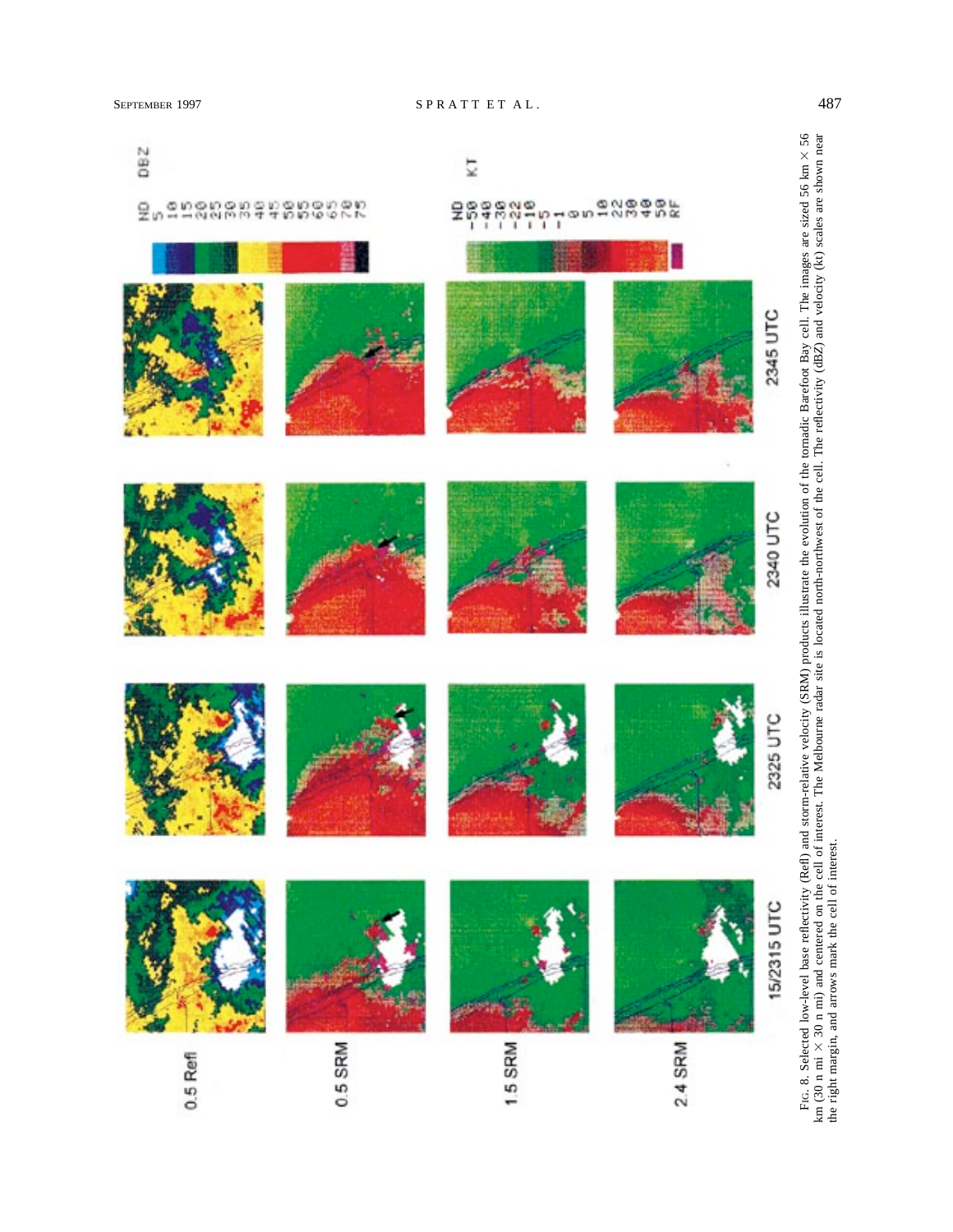FIG. 8. Selected low-level base reflectivity (Refl) and storm-relative velocity (SRM) products illustrate the evolution of the tornadic Barefoot Bay cell. The images are sized 56 km × 56 km (30 n mi × 30 n mi) and centered on the cell of interest. The Melbourne radar site is located north-northwest of the cell. The reflectivity (dBZ) and velocity (kt) scales are shown near the right margin, and arrows mark the cell of interest.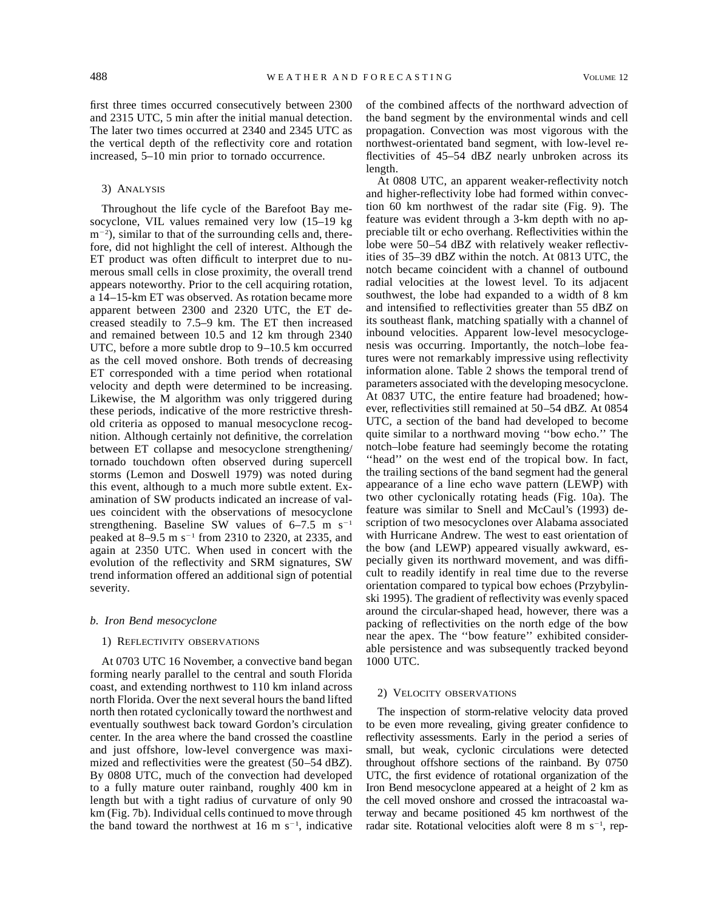first three times occurred consecutively between 2300 and 2315 UTC, 5 min after the initial manual detection. The later two times occurred at 2340 and 2345 UTC as the vertical depth of the reflectivity core and rotation increased, 5–10 min prior to tornado occurrence.

#### 3) Analysis

Throughout the life cycle of the Barefoot Bay mesocyclone, VIL values remained very low (15–19 kg $m^{-2}$), similar to that of the surrounding cells and, therefore, did not highlight the cell of interest. Although the ET product was often difficult to interpret due to numerous small cells in close proximity, the overall trend appears noteworthy. Prior to the cell acquiring rotation, a 14–15-km ET was observed. As rotation became more apparent between 2300 and 2320 UTC, the ET decreased steadily to 7.5–9 km. The ET then increased and remained between 10.5 and 12 km through 2340 UTC, before a more subtle drop to 9–10.5 km occurred as the cell moved onshore. Both trends of decreasing ET corresponded with a time period when rotational velocity and depth were determined to be increasing. Likewise, the M algorithm was only triggered during these periods, indicative of the more restrictive threshold criteria as opposed to manual mesocyclone recognition. Although certainly not definitive, the correlation between ET collapse and mesocyclone strengthening/tornado touchdown often observed during supercell storms (Lemon and Doswell 1979) was noted during this event, although to a much more subtle extent. Examination of SW products indicated an increase of values coincident with the observations of mesocyclone strengthening. Baseline SW values of 6–7.5 m $s^{-1}$ peaked at 8–9.5 m $s^{-1}$ from 2310 to 2320, at 2335, and again at 2350 UTC. When used in concert with the evolution of the reflectivity and SRM signatures, SW trend information offered an additional sign of potential severity.

### *b. Iron Bend mesocyclone*

#### 1) Reflectivity observations

At 0703 UTC 16 November, a convective band began forming nearly parallel to the central and south Florida coast, and extending northwest to 110 km inland across north Florida. Over the next several hours the band lifted north then rotated cyclonically toward the northwest and eventually southwest back toward Gordon's circulation center. In the area where the band crossed the coastline and just offshore, low-level convergence was maximized and reflectivities were the greatest (50–54 dB*Z*). By 0808 UTC, much of the convection had developed to a fully mature outer rainband, roughly 400 km in length but with a tight radius of curvature of only 90 km (Fig. 7b). Individual cells continued to move through the band toward the northwest at 16 m $s^{-1}$, indicative of the combined affects of the northward advection of the band segment by the environmental winds and cell propagation. Convection was most vigorous with the northwest-orientated band segment, with low-level reflectivities of 45–54 dB*Z* nearly unbroken across its length.

At 0808 UTC, an apparent weaker-reflectivity notch and higher-reflectivity lobe had formed within convection 60 km northwest of the radar site (Fig. 9). The feature was evident through a 3-km depth with no appreciable tilt or echo overhang. Reflectivities within the lobe were 50–54 dB*Z* with relatively weaker reflectivities of 35–39 dB*Z* within the notch. At 0813 UTC, the notch became coincident with a channel of outbound radial velocities at the lowest level. To its adjacent southwest, the lobe had expanded to a width of 8 km and intensified to reflectivities greater than 55 dB*Z* on its southeast flank, matching spatially with a channel of inbound velocities. Apparent low-level mesocyclogenesis was occurring. Importantly, the notch–lobe features were not remarkably impressive using reflectivity information alone. Table 2 shows the temporal trend of parameters associated with the developing mesocyclone. At 0837 UTC, the entire feature had broadened; however, reflectivities still remained at 50–54 dB*Z*. At 0854 UTC, a section of the band had developed to become quite similar to a northward moving ''bow echo.'' The notch–lobe feature had seemingly become the rotating ''head'' on the west end of the tropical bow. In fact, the trailing sections of the band segment had the general appearance of a line echo wave pattern (LEWP) with two other cyclonically rotating heads (Fig. 10a). The feature was similar to Snell and McCaul's (1993) description of two mesocyclones over Alabama associated with Hurricane Andrew. The west to east orientation of the bow (and LEWP) appeared visually awkward, especially given its northward movement, and was difficult to readily identify in real time due to the reverse orientation compared to typical bow echoes (Przybylinski 1995). The gradient of reflectivity was evenly spaced around the circular-shaped head, however, there was a packing of reflectivities on the north edge of the bow near the apex. The ''bow feature'' exhibited considerable persistence and was subsequently tracked beyond 1000 UTC.

#### 2) Velocity observations

The inspection of storm-relative velocity data proved to be even more revealing, giving greater confidence to reflectivity assessments. Early in the period a series of small, but weak, cyclonic circulations were detected throughout offshore sections of the rainband. By 0750 UTC, the first evidence of rotational organization of the Iron Bend mesocyclone appeared at a height of 2 km as the cell moved onshore and crossed the intracoastal waterway and became positioned 45 km northwest of the radar site. Rotational velocities aloft were 8 m $s^{-1}$, rep-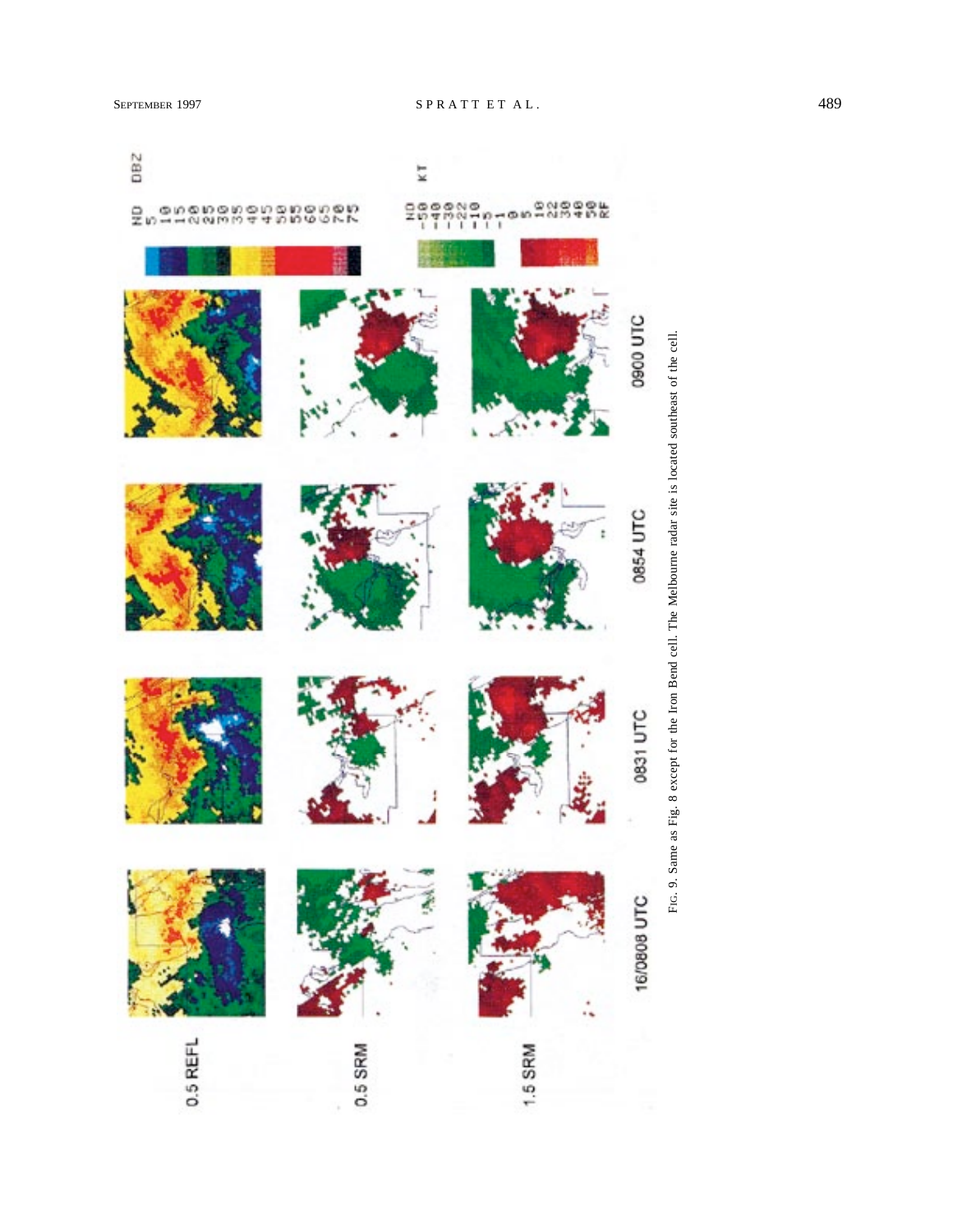FIG. 9. Same as Fig. 8 except for the Iron Bend cell. The Melbourne radar site is located southeast of the cell.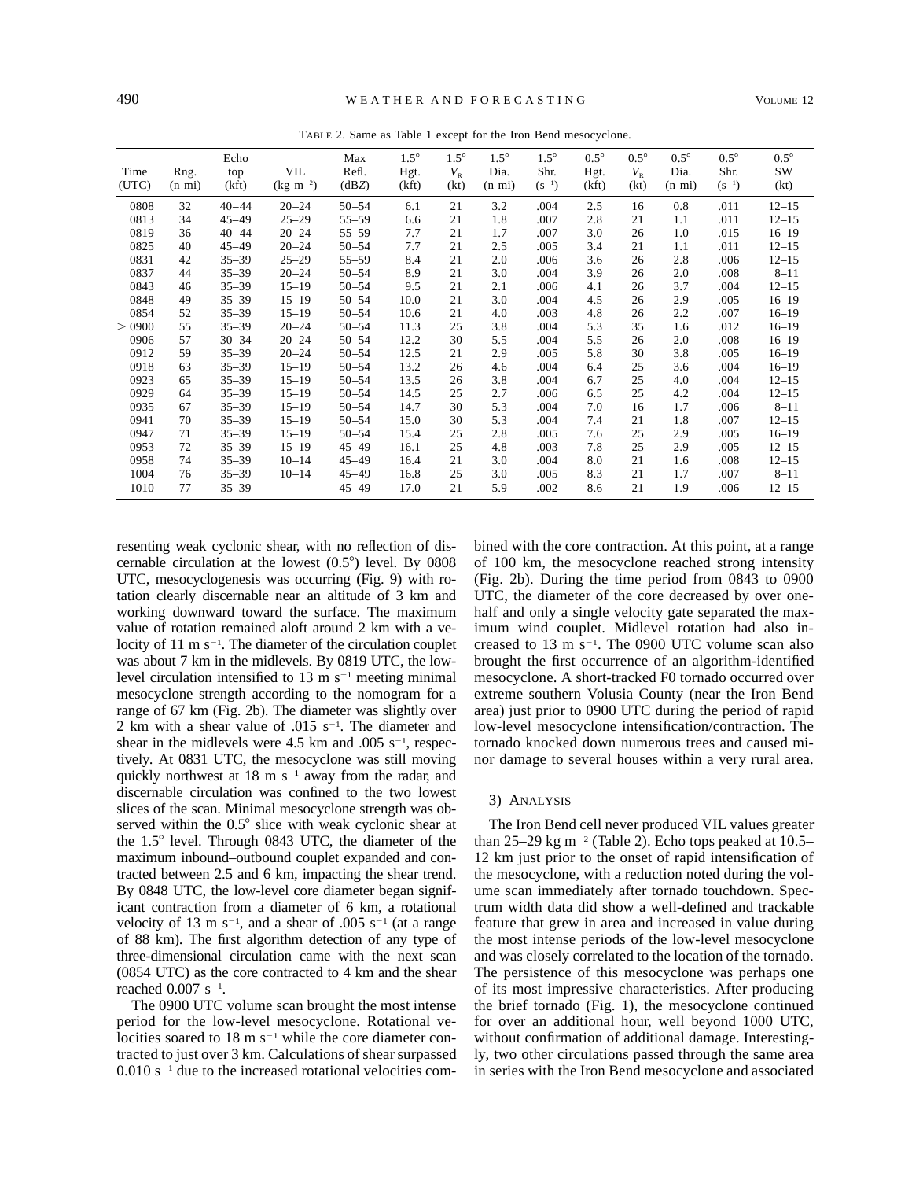TABLE 2. Same as Table 1 except for the Iron Bend mesocyclone.

| Time (UTC) | Rng. (n mi) | Echo top (kft) | VIL (kg m$^{-2}$) | Max Refl. (dBZ) | 1.5° Hgt. (kft) | 1.5° $V_R$ (kt) | 1.5° Dia. (n mi) | 1.5° Shr. (s$^{-1}$) | 0.5° Hgt. (kft) | 0.5° $V_R$ (kt) | 0.5° Dia. (n mi) | 0.5° Shr. (s$^{-1}$) | 0.5° SW (kt) |
|---|---|---|---|---|---|---|---|---|---|---|---|---|---|
| 0808 | 32 | 40–44 | 20–24 | 50–54 | 6.1 | 21 | 3.2 | .004 | 2.5 | 16 | 0.8 | .011 | 12–15 |
| 0813 | 34 | 45–49 | 25–29 | 55–59 | 6.6 | 21 | 1.8 | .007 | 2.8 | 21 | 1.1 | .011 | 12–15 |
| 0819 | 36 | 40–44 | 20–24 | 55–59 | 7.7 | 21 | 1.7 | .007 | 3.0 | 26 | 1.0 | .015 | 16–19 |
| 0825 | 40 | 45–49 | 20–24 | 50–54 | 7.7 | 21 | 2.5 | .005 | 3.4 | 21 | 1.1 | .011 | 12–15 |
| 0831 | 42 | 35–39 | 25–29 | 55–59 | 8.4 | 21 | 2.0 | .006 | 3.6 | 26 | 2.8 | .006 | 12–15 |
| 0837 | 44 | 35–39 | 20–24 | 50–54 | 8.9 | 21 | 3.0 | .004 | 3.9 | 26 | 2.0 | .008 | 8–11 |
| 0843 | 46 | 35–39 | 15–19 | 50–54 | 9.5 | 21 | 2.1 | .006 | 4.1 | 26 | 3.7 | .004 | 12–15 |
| 0848 | 49 | 35–39 | 15–19 | 50–54 | 10.0 | 21 | 3.0 | .004 | 4.5 | 26 | 2.9 | .005 | 16–19 |
| 0854 | 52 | 35–39 | 15–19 | 50–54 | 10.6 | 21 | 4.0 | .003 | 4.8 | 26 | 2.2 | .007 | 16–19 |
| > 0900 | 55 | 35–39 | 20–24 | 50–54 | 11.3 | 25 | 3.8 | .004 | 5.3 | 35 | 1.6 | .012 | 16–19 |
| 0906 | 57 | 30–34 | 20–24 | 50–54 | 12.2 | 30 | 5.5 | .004 | 5.5 | 26 | 2.0 | .008 | 16–19 |
| 0912 | 59 | 35–39 | 20–24 | 50–54 | 12.5 | 21 | 2.9 | .005 | 5.8 | 30 | 3.8 | .005 | 16–19 |
| 0918 | 63 | 35–39 | 15–19 | 50–54 | 13.2 | 26 | 4.6 | .004 | 6.4 | 25 | 3.6 | .004 | 16–19 |
| 0923 | 65 | 35–39 | 15–19 | 50–54 | 13.5 | 26 | 3.8 | .004 | 6.7 | 25 | 4.0 | .004 | 12–15 |
| 0929 | 64 | 35–39 | 15–19 | 50–54 | 14.5 | 25 | 2.7 | .006 | 6.5 | 25 | 4.2 | .004 | 12–15 |
| 0935 | 67 | 35–39 | 15–19 | 50–54 | 14.7 | 30 | 5.3 | .004 | 7.0 | 16 | 1.7 | .006 | 8–11 |
| 0941 | 70 | 35–39 | 15–19 | 50–54 | 15.0 | 30 | 5.3 | .004 | 7.4 | 21 | 1.8 | .007 | 12–15 |
| 0947 | 71 | 35–39 | 15–19 | 50–54 | 15.4 | 25 | 2.8 | .005 | 7.6 | 25 | 2.9 | .005 | 16–19 |
| 0953 | 72 | 35–39 | 15–19 | 45–49 | 16.1 | 25 | 4.8 | .003 | 7.8 | 25 | 2.9 | .005 | 12–15 |
| 0958 | 74 | 35–39 | 10–14 | 45–49 | 16.4 | 21 | 3.0 | .004 | 8.0 | 21 | 1.6 | .008 | 12–15 |
| 1004 | 76 | 35–39 | 10–14 | 45–49 | 16.8 | 25 | 3.0 | .005 | 8.3 | 21 | 1.7 | .007 | 8–11 |
| 1010 | 77 | 35–39 | — | 45–49 | 17.0 | 21 | 5.9 | .002 | 8.6 | 21 | 1.9 | .006 | 12–15 |

resenting weak cyclonic shear, with no reflection of discernable circulation at the lowest (0.5°) level. By 0808 UTC, mesocyclogenesis was occurring (Fig. 9) with rotation clearly discernable near an altitude of 3 km and working downward toward the surface. The maximum value of rotation remained aloft around 2 km with a velocity of 11 m s$^{-1}$. The diameter of the circulation couplet was about 7 km in the midlevels. By 0819 UTC, the low-level circulation intensified to 13 m s$^{-1}$ meeting minimal mesocyclone strength according to the nomogram for a range of 67 km (Fig. 2b). The diameter was slightly over 2 km with a shear value of .015 s$^{-1}$. The diameter and shear in the midlevels were 4.5 km and .005 s$^{-1}$, respectively. At 0831 UTC, the mesocyclone was still moving quickly northwest at 18 m s$^{-1}$ away from the radar, and discernable circulation was confined to the two lowest slices of the scan. Minimal mesocyclone strength was observed within the 0.5° slice with weak cyclonic shear at the 1.5° level. Through 0843 UTC, the diameter of the maximum inbound–outbound couplet expanded and contracted between 2.5 and 6 km, impacting the shear trend. By 0848 UTC, the low-level core diameter began significant contraction from a diameter of 6 km, a rotational velocity of 13 m s$^{-1}$, and a shear of .005 s$^{-1}$ (at a range of 88 km). The first algorithm detection of any type of three-dimensional circulation came with the next scan (0854 UTC) as the core contracted to 4 km and the shear reached 0.007 s$^{-1}$.

The 0900 UTC volume scan brought the most intense period for the low-level mesocyclone. Rotational velocities soared to 18 m s$^{-1}$ while the core diameter contracted to just over 3 km. Calculations of shear surpassed 0.010 s$^{-1}$ due to the increased rotational velocities combined with the core contraction. At this point, at a range of 100 km, the mesocyclone reached strong intensity (Fig. 2b). During the time period from 0843 to 0900 UTC, the diameter of the core decreased by over one-half and only a single velocity gate separated the maximum wind couplet. Midlevel rotation had also increased to 13 m s$^{-1}$. The 0900 UTC volume scan also brought the first occurrence of an algorithm-identified mesocyclone. A short-tracked F0 tornado occurred over extreme southern Volusia County (near the Iron Bend area) just prior to 0900 UTC during the period of rapid low-level mesocyclone intensification/contraction. The tornado knocked down numerous trees and caused minor damage to several houses within a very rural area.

### 3) Analysis

The Iron Bend cell never produced VIL values greater than 25–29 kg m$^{-2}$ (Table 2). Echo tops peaked at 10.5–12 km just prior to the onset of rapid intensification of the mesocyclone, with a reduction noted during the volume scan immediately after tornado touchdown. Spectrum width data did show a well-defined and trackable feature that grew in area and increased in value during the most intense periods of the low-level mesocyclone and was closely correlated to the location of the tornado. The persistence of this mesocyclone was perhaps one of its most impressive characteristics. After producing the brief tornado (Fig. 1), the mesocyclone continued for over an additional hour, well beyond 1000 UTC, without confirmation of additional damage. Interestingly, two other circulations passed through the same area in series with the Iron Bend mesocyclone and associated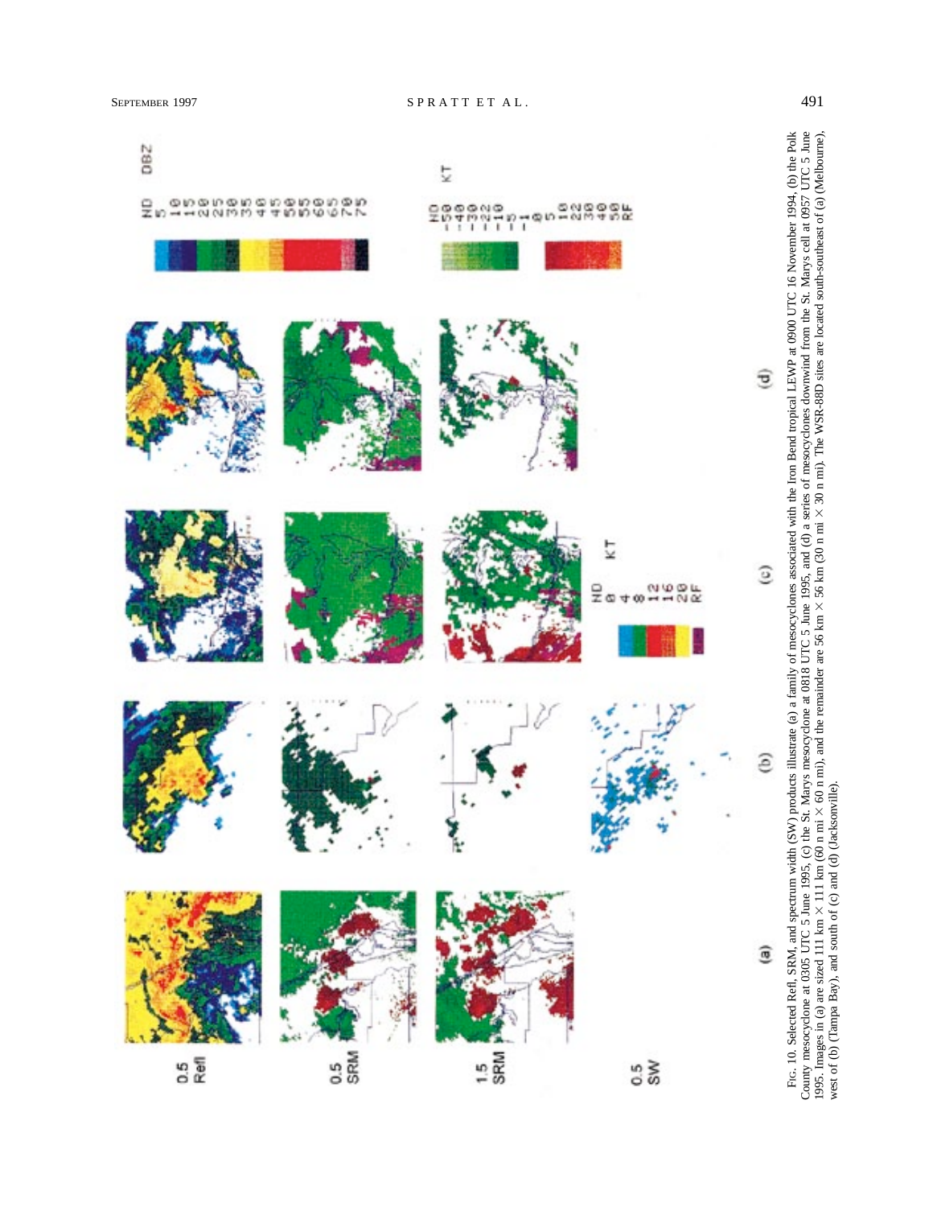FIG. 10. Selected Refl, SRM, and spectrum width (SW) products illustrate (a) a family of mesocyclones associated with the Iron Bend tropical LEWP at 0900 UTC 16 November 1994, (b) the Polk County mesocyclone at 0305 UTC 5 June 1995, (c) the St. Marys mesocyclone at 0818 UTC 5 June 1995, and (d) a series of mesocyclones downwind from the St. Marys cell at 0957 UTC 5 June 1995. Images in (a) are sized 111 km × 111 km (60 n mi × 60 n mi), and the remainder are 56 km × 56 km (30 n mi × 30 n mi). The WSR-88D sites are located south-southeast of (a) (Melbourne), west of (b) (Tampa Bay), and south of (c) and (d) (Jacksonville).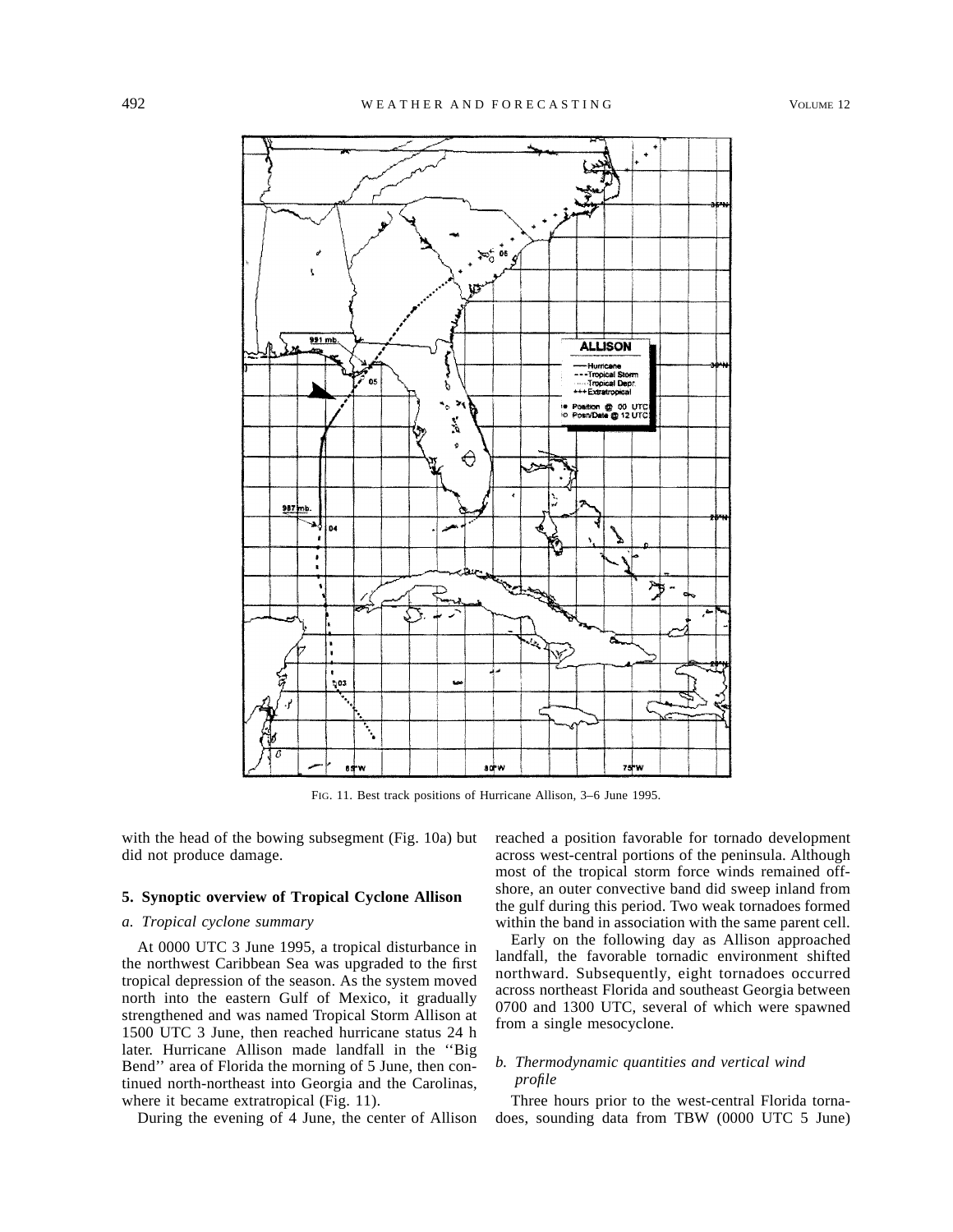FIG. 11. Best track positions of Hurricane Allison, 3–6 June 1995.

with the head of the bowing subsegment (Fig. 10a) but did not produce damage.

## 5. Synoptic overview of Tropical Cyclone Allison

### *a. Tropical cyclone summary*

At 0000 UTC 3 June 1995, a tropical disturbance in the northwest Caribbean Sea was upgraded to the first tropical depression of the season. As the system moved north into the eastern Gulf of Mexico, it gradually strengthened and was named Tropical Storm Allison at 1500 UTC 3 June, then reached hurricane status 24 h later. Hurricane Allison made landfall in the ''Big Bend'' area of Florida the morning of 5 June, then continued north-northeast into Georgia and the Carolinas, where it became extratropical (Fig. 11).

During the evening of 4 June, the center of Allison reached a position favorable for tornado development across west-central portions of the peninsula. Although most of the tropical storm force winds remained offshore, an outer convective band did sweep inland from the gulf during this period. Two weak tornadoes formed within the band in association with the same parent cell.

Early on the following day as Allison approached landfall, the favorable tornadic environment shifted northward. Subsequently, eight tornadoes occurred across northeast Florida and southeast Georgia between 0700 and 1300 UTC, several of which were spawned from a single mesocyclone.

### *b. Thermodynamic quantities and vertical wind profile*

Three hours prior to the west-central Florida tornadoes, sounding data from TBW (0000 UTC 5 June)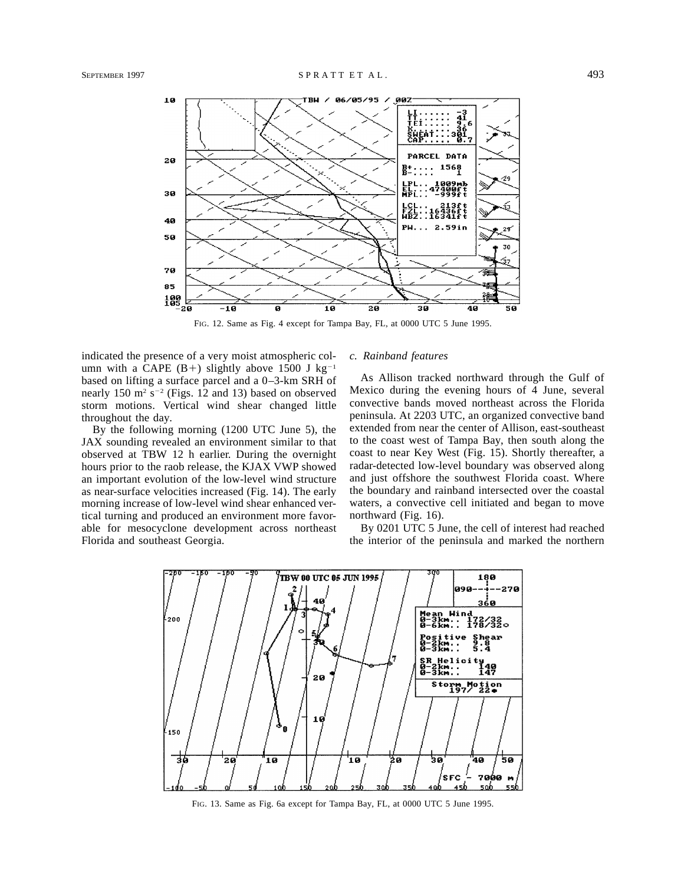FIG. 12. Same as Fig. 4 except for Tampa Bay, FL, at 0000 UTC 5 June 1995.

indicated the presence of a very moist atmospheric column with a CAPE (B+) slightly above 1500 J $kg^{-1}$ based on lifting a surface parcel and a 0–3-km SRH of nearly 150 $m^2$ $s^{-2}$ (Figs. 12 and 13) based on observed storm motions. Vertical wind shear changed little throughout the day.

By the following morning (1200 UTC June 5), the JAX sounding revealed an environment similar to that observed at TBW 12 h earlier. During the overnight hours prior to the raob release, the KJAX VWP showed an important evolution of the low-level wind structure as near-surface velocities increased (Fig. 14). The early morning increase of low-level wind shear enhanced vertical turning and produced an environment more favorable for mesocyclone development across northeast Florida and southeast Georgia.

### *c. Rainband features*

As Allison tracked northward through the Gulf of Mexico during the evening hours of 4 June, several convective bands moved northeast across the Florida peninsula. At 2203 UTC, an organized convective band extended from near the center of Allison, east-southeast to the coast west of Tampa Bay, then south along the coast to near Key West (Fig. 15). Shortly thereafter, a radar-detected low-level boundary was observed along and just offshore the southwest Florida coast. Where the boundary and rainband intersected over the coastal waters, a convective cell initiated and began to move northward (Fig. 16).

By 0201 UTC 5 June, the cell of interest had reached the interior of the peninsula and marked the northern

FIG. 13. Same as Fig. 6a except for Tampa Bay, FL, at 0000 UTC 5 June 1995.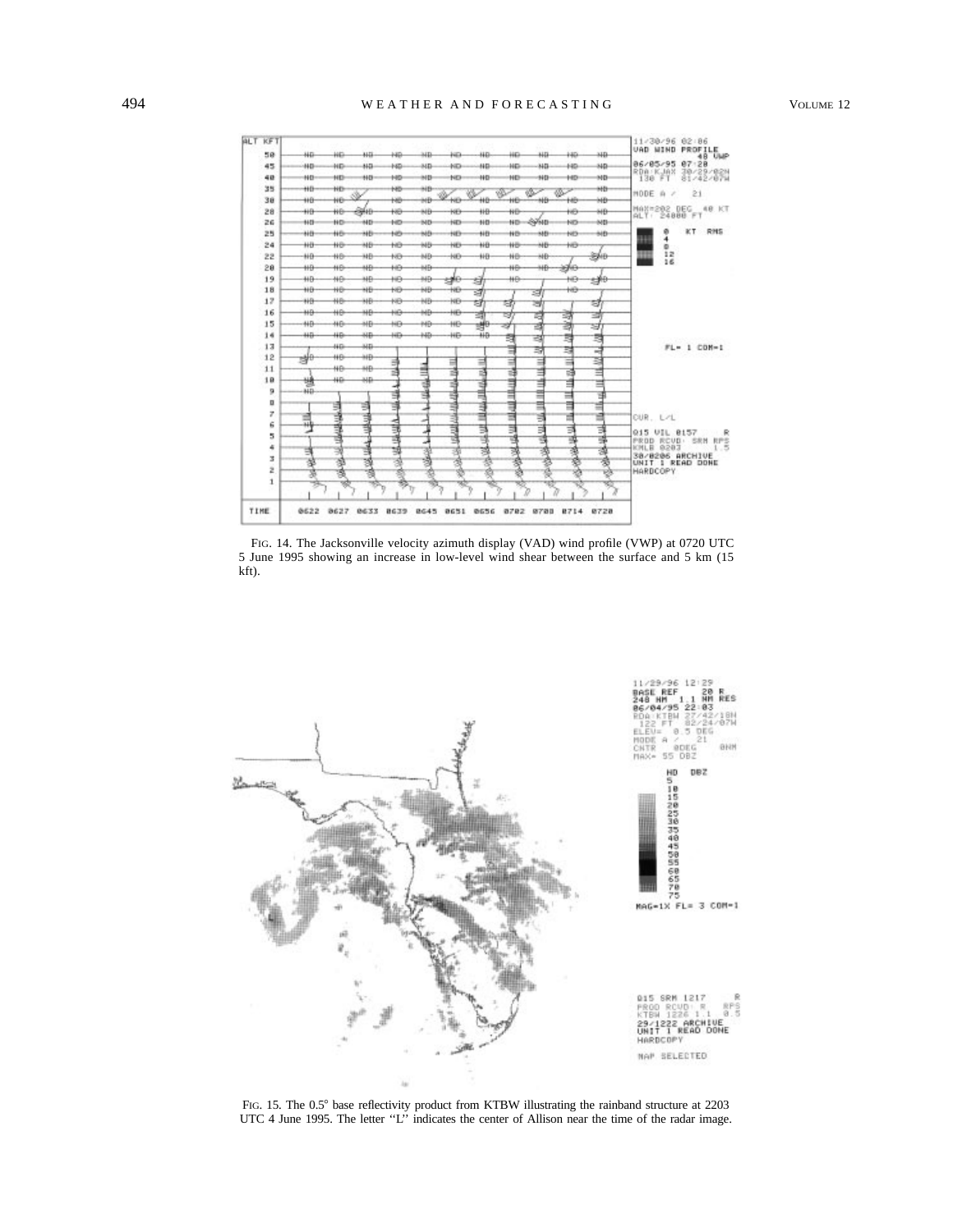FIG. 14. The Jacksonville velocity azimuth display (VAD) wind profile (VWP) at 0720 UTC 5 June 1995 showing an increase in low-level wind shear between the surface and 5 km (15 kft).

FIG. 15. The 0.5° base reflectivity product from KTBW illustrating the rainband structure at 2203 UTC 4 June 1995. The letter ''L'' indicates the center of Allison near the time of the radar image.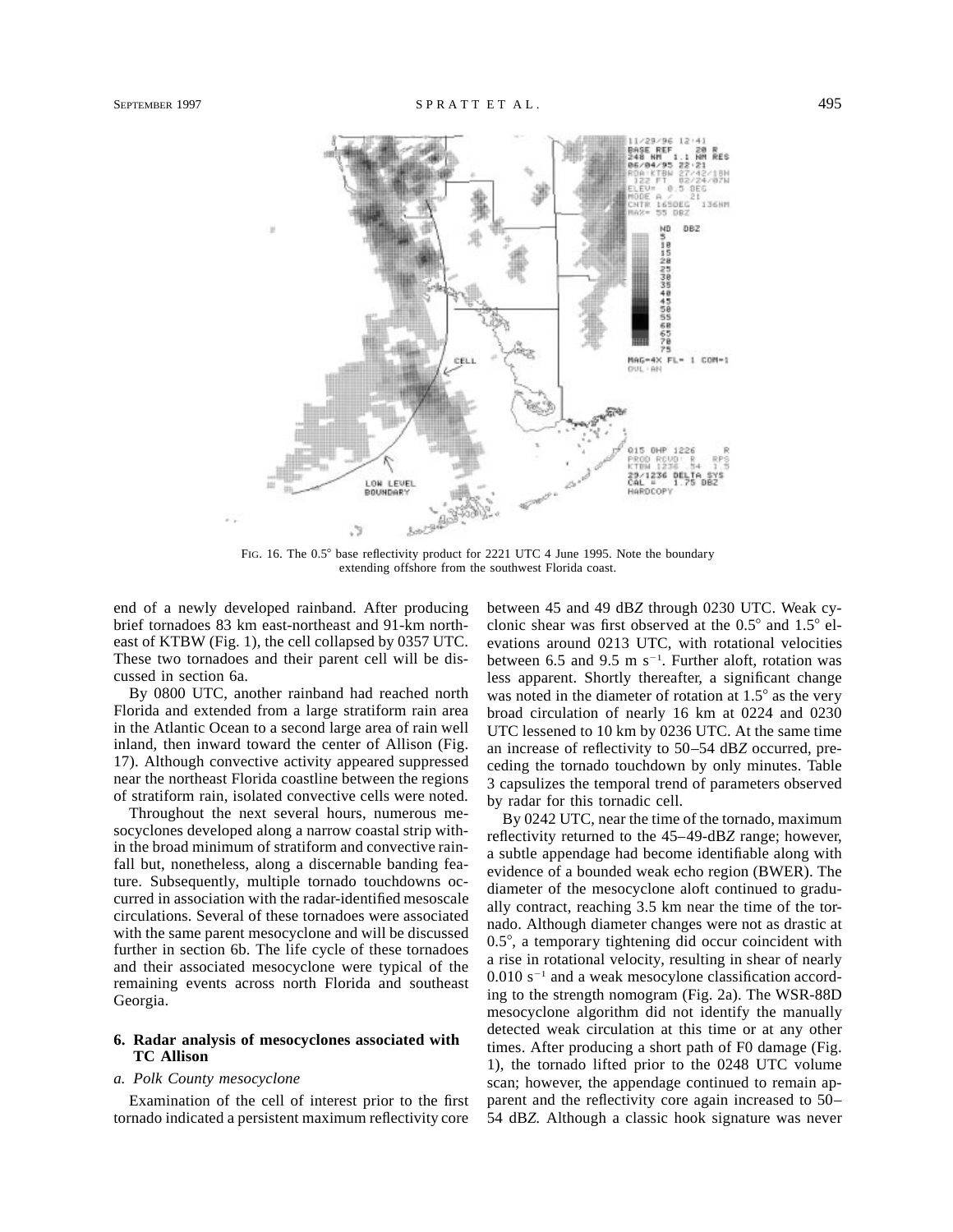FIG. 16. The 0.5° base reflectivity product for 2221 UTC 4 June 1995. Note the boundary extending offshore from the southwest Florida coast.

end of a newly developed rainband. After producing brief tornadoes 83 km east-northeast and 91-km northeast of KTBW (Fig. 1), the cell collapsed by 0357 UTC. These two tornadoes and their parent cell will be discussed in section 6a.

By 0800 UTC, another rainband had reached north Florida and extended from a large stratiform rain area in the Atlantic Ocean to a second large area of rain well inland, then inward toward the center of Allison (Fig. 17). Although convective activity appeared suppressed near the northeast Florida coastline between the regions of stratiform rain, isolated convective cells were noted.

Throughout the next several hours, numerous mesocyclones developed along a narrow coastal strip within the broad minimum of stratiform and convective rainfall but, nonetheless, along a discernable banding feature. Subsequently, multiple tornado touchdowns occurred in association with the radar-identified mesoscale circulations. Several of these tornadoes were associated with the same parent mesocyclone and will be discussed further in section 6b. The life cycle of these tornadoes and their associated mesocyclone were typical of the remaining events across north Florida and southeast Georgia.

## 6. Radar analysis of mesocyclones associated with TC Allison

### *a. Polk County mesocyclone*

Examination of the cell of interest prior to the first tornado indicated a persistent maximum reflectivity core between 45 and 49 dB*Z* through 0230 UTC. Weak cyclonic shear was first observed at the 0.5° and 1.5° elevations around 0213 UTC, with rotational velocities between 6.5 and 9.5 m $s^{-1}$. Further aloft, rotation was less apparent. Shortly thereafter, a significant change was noted in the diameter of rotation at 1.5° as the very broad circulation of nearly 16 km at 0224 and 0230 UTC lessened to 10 km by 0236 UTC. At the same time an increase of reflectivity to 50–54 dB*Z* occurred, preceding the tornado touchdown by only minutes. Table 3 capsulizes the temporal trend of parameters observed by radar for this tornadic cell.

By 0242 UTC, near the time of the tornado, maximum reflectivity returned to the 45–49-dB*Z* range; however, a subtle appendage had become identifiable along with evidence of a bounded weak echo region (BWER). The diameter of the mesocyclone aloft continued to gradually contract, reaching 3.5 km near the time of the tornado. Although diameter changes were not as drastic at 0.5°, a temporary tightening did occur coincident with a rise in rotational velocity, resulting in shear of nearly 0.010 $s^{-1}$ and a weak mesocylone classification according to the strength nomogram (Fig. 2a). The WSR-88D mesocyclone algorithm did not identify the manually detected weak circulation at this time or at any other times. After producing a short path of F0 damage (Fig. 1), the tornado lifted prior to the 0248 UTC volume scan; however, the appendage continued to remain apparent and the reflectivity core again increased to 50–54 dB*Z*. Although a classic hook signature was never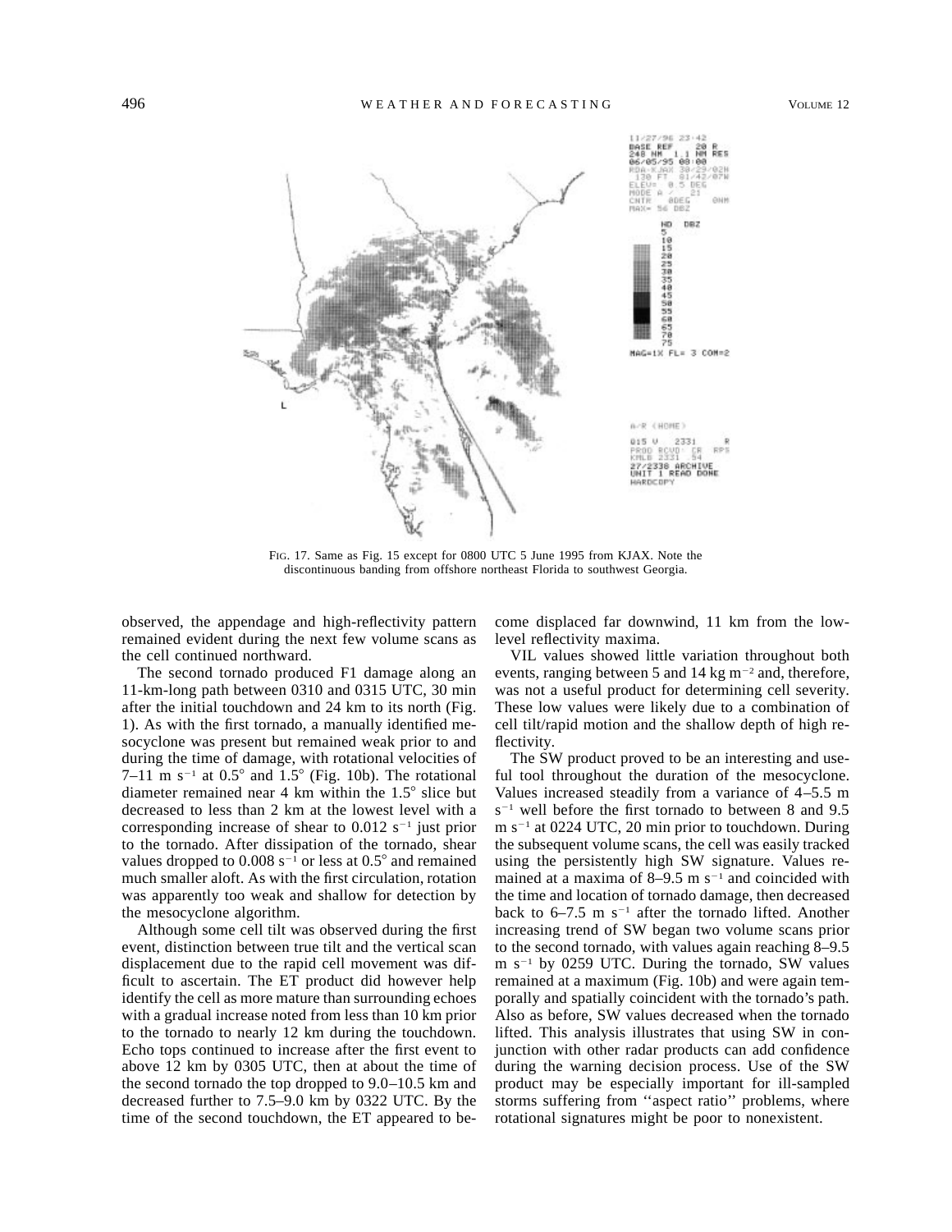FIG. 17. Same as Fig. 15 except for 0800 UTC 5 June 1995 from KJAX. Note the discontinuous banding from offshore northeast Florida to southwest Georgia.

observed, the appendage and high-reflectivity pattern remained evident during the next few volume scans as the cell continued northward.

The second tornado produced F1 damage along an 11-km-long path between 0310 and 0315 UTC, 30 min after the initial touchdown and 24 km to its north (Fig. 1). As with the first tornado, a manually identified mesocyclone was present but remained weak prior to and during the time of damage, with rotational velocities of 7–11 m s$^{-1}$ at 0.5° and 1.5° (Fig. 10b). The rotational diameter remained near 4 km within the 1.5° slice but decreased to less than 2 km at the lowest level with a corresponding increase of shear to 0.012 s$^{-1}$ just prior to the tornado. After dissipation of the tornado, shear values dropped to 0.008 s$^{-1}$ or less at 0.5° and remained much smaller aloft. As with the first circulation, rotation was apparently too weak and shallow for detection by the mesocyclone algorithm.

Although some cell tilt was observed during the first event, distinction between true tilt and the vertical scan displacement due to the rapid cell movement was difficult to ascertain. The ET product did however help identify the cell as more mature than surrounding echoes with a gradual increase noted from less than 10 km prior to the tornado to nearly 12 km during the touchdown. Echo tops continued to increase after the first event to above 12 km by 0305 UTC, then at about the time of the second tornado the top dropped to 9.0–10.5 km and decreased further to 7.5–9.0 km by 0322 UTC. By the time of the second touchdown, the ET appeared to become displaced far downwind, 11 km from the low-level reflectivity maxima.

VIL values showed little variation throughout both events, ranging between 5 and 14 kg m$^{-2}$ and, therefore, was not a useful product for determining cell severity. These low values were likely due to a combination of cell tilt/rapid motion and the shallow depth of high reflectivity.

The SW product proved to be an interesting and useful tool throughout the duration of the mesocyclone. Values increased steadily from a variance of 4–5.5 m s$^{-1}$ well before the first tornado to between 8 and 9.5 m s$^{-1}$ at 0224 UTC, 20 min prior to touchdown. During the subsequent volume scans, the cell was easily tracked using the persistently high SW signature. Values remained at a maxima of 8–9.5 m s$^{-1}$ and coincided with the time and location of tornado damage, then decreased back to 6–7.5 m s$^{-1}$ after the tornado lifted. Another increasing trend of SW began two volume scans prior to the second tornado, with values again reaching 8–9.5 m s$^{-1}$ by 0259 UTC. During the tornado, SW values remained at a maximum (Fig. 10b) and were again temporally and spatially coincident with the tornado's path. Also as before, SW values decreased when the tornado lifted. This analysis illustrates that using SW in conjunction with other radar products can add confidence during the warning decision process. Use of the SW product may be especially important for ill-sampled storms suffering from ''aspect ratio'' problems, where rotational signatures might be poor to nonexistent.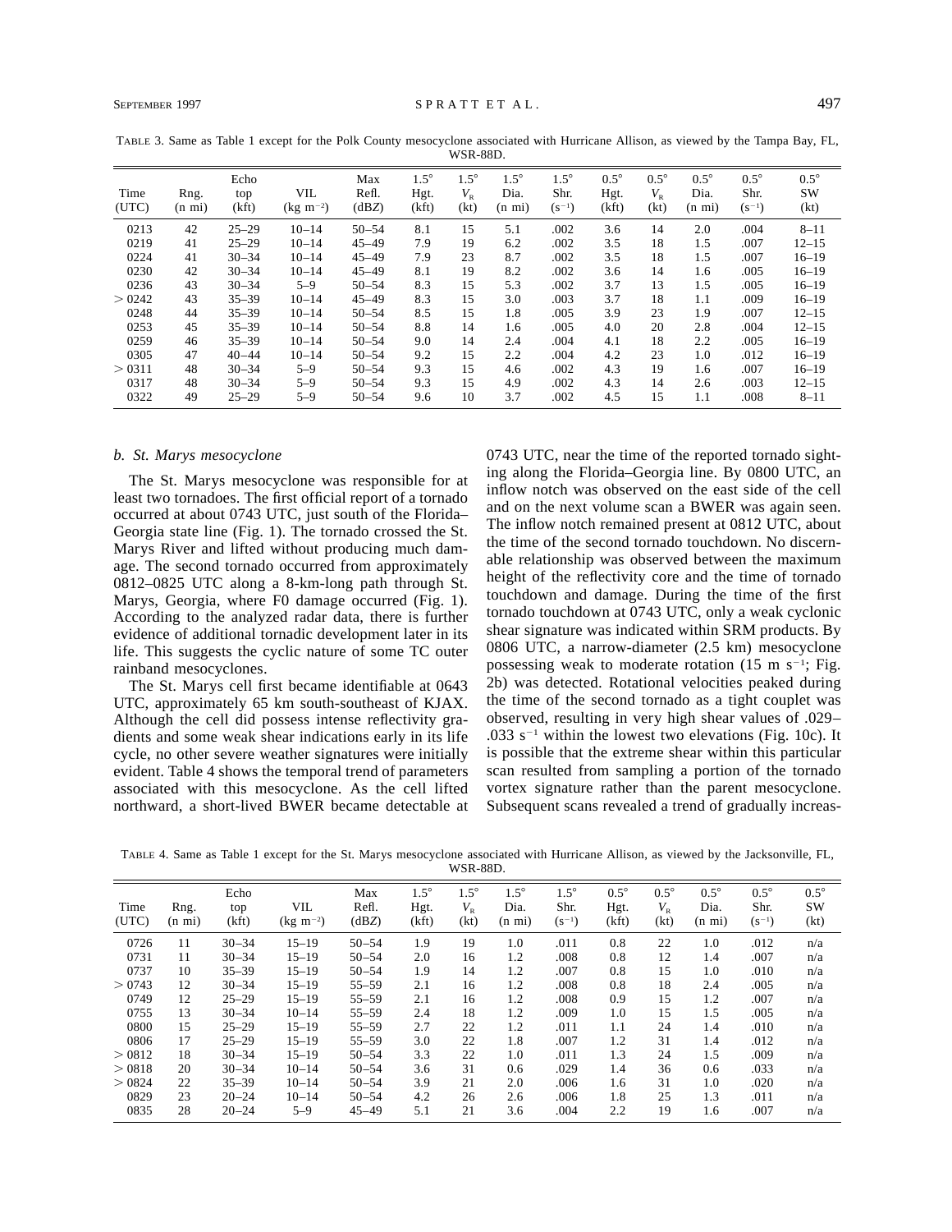TABLE 3. Same as Table 1 except for the Polk County mesocyclone associated with Hurricane Allison, as viewed by the Tampa Bay, FL, WSR-88D.

| Time (UTC) | Rng. (n mi) | Echo top (kft) | VIL (kg m$^{-2}$) | Max Refl. (dBZ) | 1.5° Hgt. (kft) | 1.5° $V_R$ (kt) | 1.5° Dia. (n mi) | 1.5° Shr. (s$^{-1}$) | 0.5° Hgt. (kft) | 0.5° $V_R$ (kt) | 0.5° Dia. (n mi) | 0.5° Shr. (s$^{-1}$) | 0.5° SW (kt) |
|---|---|---|---|---|---|---|---|---|---|---|---|---|---|
| 0213 | 42 | 25–29 | 10–14 | 50–54 | 8.1 | 15 | 5.1 | .002 | 3.6 | 14 | 2.0 | .004 | 8–11 |
| 0219 | 41 | 25–29 | 10–14 | 45–49 | 7.9 | 19 | 6.2 | .002 | 3.5 | 18 | 1.5 | .007 | 12–15 |
| 0224 | 41 | 30–34 | 10–14 | 45–49 | 7.9 | 23 | 8.7 | .002 | 3.5 | 18 | 1.5 | .007 | 16–19 |
| 0230 | 42 | 30–34 | 10–14 | 45–49 | 8.1 | 19 | 8.2 | .002 | 3.6 | 14 | 1.6 | .005 | 16–19 |
| 0236 | 43 | 30–34 | 5–9 | 50–54 | 8.3 | 15 | 5.3 | .002 | 3.7 | 13 | 1.5 | .005 | 16–19 |
| > 0242 | 43 | 35–39 | 10–14 | 45–49 | 8.3 | 15 | 3.0 | .003 | 3.7 | 18 | 1.1 | .009 | 16–19 |
| 0248 | 44 | 35–39 | 10–14 | 50–54 | 8.5 | 15 | 1.8 | .005 | 3.9 | 23 | 1.9 | .007 | 12–15 |
| 0253 | 45 | 35–39 | 10–14 | 50–54 | 8.8 | 14 | 1.6 | .005 | 4.0 | 20 | 2.8 | .004 | 12–15 |
| 0259 | 46 | 35–39 | 10–14 | 50–54 | 9.0 | 14 | 2.4 | .004 | 4.1 | 18 | 2.2 | .005 | 16–19 |
| 0305 | 47 | 40–44 | 10–14 | 50–54 | 9.2 | 15 | 2.2 | .004 | 4.2 | 23 | 1.0 | .012 | 16–19 |
| > 0311 | 48 | 30–34 | 5–9 | 50–54 | 9.3 | 15 | 4.6 | .002 | 4.3 | 19 | 1.6 | .007 | 16–19 |
| 0317 | 48 | 30–34 | 5–9 | 50–54 | 9.3 | 15 | 4.9 | .002 | 4.3 | 14 | 2.6 | .003 | 12–15 |
| 0322 | 49 | 25–29 | 5–9 | 50–54 | 9.6 | 10 | 3.7 | .002 | 4.5 | 15 | 1.1 | .008 | 8–11 |

### *b. St. Marys mesocyclone*

The St. Marys mesocyclone was responsible for at least two tornadoes. The first official report of a tornado occurred at about 0743 UTC, just south of the Florida–Georgia state line (Fig. 1). The tornado crossed the St. Marys River and lifted without producing much damage. The second tornado occurred from approximately 0812–0825 UTC along a 8-km-long path through St. Marys, Georgia, where F0 damage occurred (Fig. 1). According to the analyzed radar data, there is further evidence of additional tornadic development later in its life. This suggests the cyclic nature of some TC outer rainband mesocyclones.

The St. Marys cell first became identifiable at 0643 UTC, approximately 65 km south-southeast of KJAX. Although the cell did possess intense reflectivity gradients and some weak shear indications early in its life cycle, no other severe weather signatures were initially evident. Table 4 shows the temporal trend of parameters associated with this mesocyclone. As the cell lifted northward, a short-lived BWER became detectable at 0743 UTC, near the time of the reported tornado sighting along the Florida–Georgia line. By 0800 UTC, an inflow notch was observed on the east side of the cell and on the next volume scan a BWER was again seen. The inflow notch remained present at 0812 UTC, about the time of the second tornado touchdown. No discernable relationship was observed between the maximum height of the reflectivity core and the time of tornado touchdown and damage. During the time of the first tornado touchdown at 0743 UTC, only a weak cyclonic shear signature was indicated within SRM products. By 0806 UTC, a narrow-diameter (2.5 km) mesocyclone possessing weak to moderate rotation (15 m s$^{-1}$; Fig. 2b) was detected. Rotational velocities peaked during the time of the second tornado as a tight couplet was observed, resulting in very high shear values of .029–.033 s$^{-1}$ within the lowest two elevations (Fig. 10c). It is possible that the extreme shear within this particular scan resulted from sampling a portion of the tornado vortex signature rather than the parent mesocyclone. Subsequent scans revealed a trend of gradually increas-

TABLE 4. Same as Table 1 except for the St. Marys mesocyclone associated with Hurricane Allison, as viewed by the Jacksonville, FL, WSR-88D.

| Time (UTC) | Rng. (n mi) | Echo top (kft) | VIL (kg m$^{-2}$) | Max Refl. (dBZ) | 1.5° Hgt. (kft) | 1.5° $V_R$ (kt) | 1.5° Dia. (n mi) | 1.5° Shr. (s$^{-1}$) | 0.5° Hgt. (kft) | 0.5° $V_R$ (kt) | 0.5° Dia. (n mi) | 0.5° Shr. (s$^{-1}$) | 0.5° SW (kt) |
|---|---|---|---|---|---|---|---|---|---|---|---|---|---|
| 0726 | 11 | 30–34 | 15–19 | 50–54 | 1.9 | 19 | 1.0 | .011 | 0.8 | 22 | 1.0 | .012 | n/a |
| 0731 | 11 | 30–34 | 15–19 | 50–54 | 2.0 | 16 | 1.2 | .008 | 0.8 | 12 | 1.4 | .007 | n/a |
| 0737 | 10 | 35–39 | 15–19 | 50–54 | 1.9 | 14 | 1.2 | .007 | 0.8 | 15 | 1.0 | .010 | n/a |
| > 0743 | 12 | 30–34 | 15–19 | 55–59 | 2.1 | 16 | 1.2 | .008 | 0.8 | 18 | 2.4 | .005 | n/a |
| 0749 | 12 | 25–29 | 15–19 | 55–59 | 2.1 | 16 | 1.2 | .008 | 0.9 | 15 | 1.2 | .007 | n/a |
| 0755 | 13 | 30–34 | 10–14 | 55–59 | 2.4 | 18 | 1.2 | .009 | 1.0 | 15 | 1.5 | .005 | n/a |
| 0800 | 15 | 25–29 | 15–19 | 55–59 | 2.7 | 22 | 1.2 | .011 | 1.1 | 24 | 1.4 | .010 | n/a |
| 0806 | 17 | 25–29 | 15–19 | 55–59 | 3.0 | 22 | 1.8 | .007 | 1.2 | 31 | 1.4 | .012 | n/a |
| > 0812 | 18 | 30–34 | 15–19 | 50–54 | 3.3 | 22 | 1.0 | .011 | 1.3 | 24 | 1.5 | .009 | n/a |
| > 0818 | 20 | 30–34 | 10–14 | 50–54 | 3.6 | 31 | 0.6 | .029 | 1.4 | 36 | 0.6 | .033 | n/a |
| > 0824 | 22 | 35–39 | 10–14 | 50–54 | 3.9 | 21 | 2.0 | .006 | 1.6 | 31 | 1.0 | .020 | n/a |
| 0829 | 23 | 20–24 | 10–14 | 50–54 | 4.2 | 26 | 2.6 | .006 | 1.8 | 25 | 1.3 | .011 | n/a |
| 0835 | 28 | 20–24 | 5–9 | 45–49 | 5.1 | 21 | 3.6 | .004 | 2.2 | 19 | 1.6 | .007 | n/a |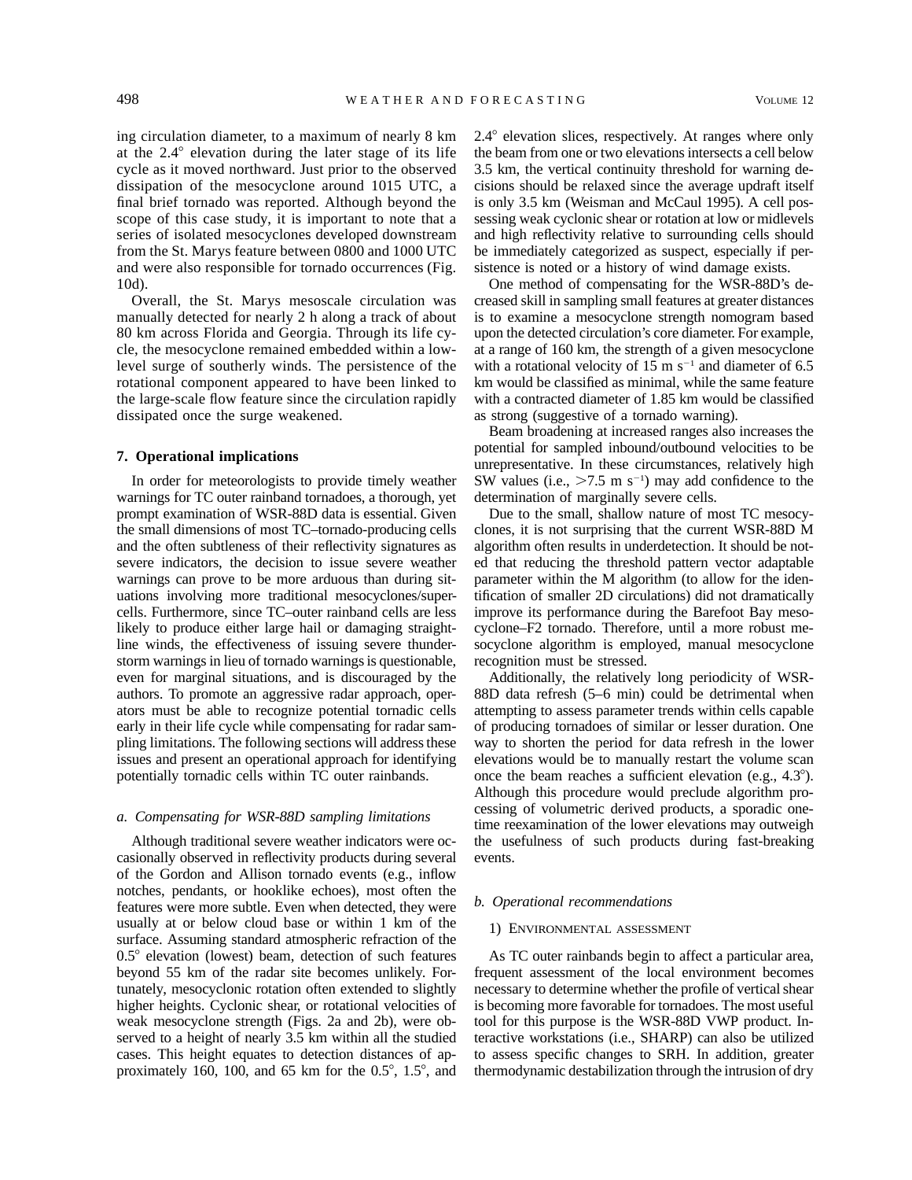ing circulation diameter, to a maximum of nearly 8 km at the 2.4° elevation during the later stage of its life cycle as it moved northward. Just prior to the observed dissipation of the mesocyclone around 1015 UTC, a final brief tornado was reported. Although beyond the scope of this case study, it is important to note that a series of isolated mesocyclones developed downstream from the St. Marys feature between 0800 and 1000 UTC and were also responsible for tornado occurrences (Fig. 10d).

Overall, the St. Marys mesoscale circulation was manually detected for nearly 2 h along a track of about 80 km across Florida and Georgia. Through its life cycle, the mesocyclone remained embedded within a low-level surge of southerly winds. The persistence of the rotational component appeared to have been linked to the large-scale flow feature since the circulation rapidly dissipated once the surge weakened.

## 7. Operational implications

In order for meteorologists to provide timely weather warnings for TC outer rainband tornadoes, a thorough, yet prompt examination of WSR-88D data is essential. Given the small dimensions of most TC–tornado-producing cells and the often subtleness of their reflectivity signatures as severe indicators, the decision to issue severe weather warnings can prove to be more arduous than during situations involving more traditional mesocyclones/supercells. Furthermore, since TC–outer rainband cells are less likely to produce either large hail or damaging straight-line winds, the effectiveness of issuing severe thunderstorm warnings in lieu of tornado warnings is questionable, even for marginal situations, and is discouraged by the authors. To promote an aggressive radar approach, operators must be able to recognize potential tornadic cells early in their life cycle while compensating for radar sampling limitations. The following sections will address these issues and present an operational approach for identifying potentially tornadic cells within TC outer rainbands.

### *a. Compensating for WSR-88D sampling limitations*

Although traditional severe weather indicators were occasionally observed in reflectivity products during several of the Gordon and Allison tornado events (e.g., inflow notches, pendants, or hooklike echoes), most often the features were more subtle. Even when detected, they were usually at or below cloud base or within 1 km of the surface. Assuming standard atmospheric refraction of the 0.5° elevation (lowest) beam, detection of such features beyond 55 km of the radar site becomes unlikely. Fortunately, mesocyclonic rotation often extended to slightly higher heights. Cyclonic shear, or rotational velocities of weak mesocyclone strength (Figs. 2a and 2b), were observed to a height of nearly 3.5 km within all the studied cases. This height equates to detection distances of approximately 160, 100, and 65 km for the 0.5°, 1.5°, and 2.4° elevation slices, respectively. At ranges where only the beam from one or two elevations intersects a cell below 3.5 km, the vertical continuity threshold for warning decisions should be relaxed since the average updraft itself is only 3.5 km (Weisman and McCaul 1995). A cell possessing weak cyclonic shear or rotation at low or midlevels and high reflectivity relative to surrounding cells should be immediately categorized as suspect, especially if persistence is noted or a history of wind damage exists.

One method of compensating for the WSR-88D's decreased skill in sampling small features at greater distances is to examine a mesocyclone strength nomogram based upon the detected circulation's core diameter. For example, at a range of 160 km, the strength of a given mesocyclone with a rotational velocity of 15 m s$^{-1}$ and diameter of 6.5 km would be classified as minimal, while the same feature with a contracted diameter of 1.85 km would be classified as strong (suggestive of a tornado warning).

Beam broadening at increased ranges also increases the potential for sampled inbound/outbound velocities to be unrepresentative. In these circumstances, relatively high SW values (i.e., $>$7.5 m s$^{-1}$) may add confidence to the determination of marginally severe cells.

Due to the small, shallow nature of most TC mesocyclones, it is not surprising that the current WSR-88D M algorithm often results in underdetection. It should be noted that reducing the threshold pattern vector adaptable parameter within the M algorithm (to allow for the identification of smaller 2D circulations) did not dramatically improve its performance during the Barefoot Bay mesocyclone–F2 tornado. Therefore, until a more robust mesocyclone algorithm is employed, manual mesocyclone recognition must be stressed.

Additionally, the relatively long periodicity of WSR-88D data refresh (5–6 min) could be detrimental when attempting to assess parameter trends within cells capable of producing tornadoes of similar or lesser duration. One way to shorten the period for data refresh in the lower elevations would be to manually restart the volume scan once the beam reaches a sufficient elevation (e.g., 4.3°). Although this procedure would preclude algorithm processing of volumetric derived products, a sporadic one-time reexamination of the lower elevations may outweigh the usefulness of such products during fast-breaking events.

### *b. Operational recommendations*

#### 1) Environmental assessment

As TC outer rainbands begin to affect a particular area, frequent assessment of the local environment becomes necessary to determine whether the profile of vertical shear is becoming more favorable for tornadoes. The most useful tool for this purpose is the WSR-88D VWP product. Interactive workstations (i.e., SHARP) can also be utilized to assess specific changes to SRH. In addition, greater thermodynamic destabilization through the intrusion of dry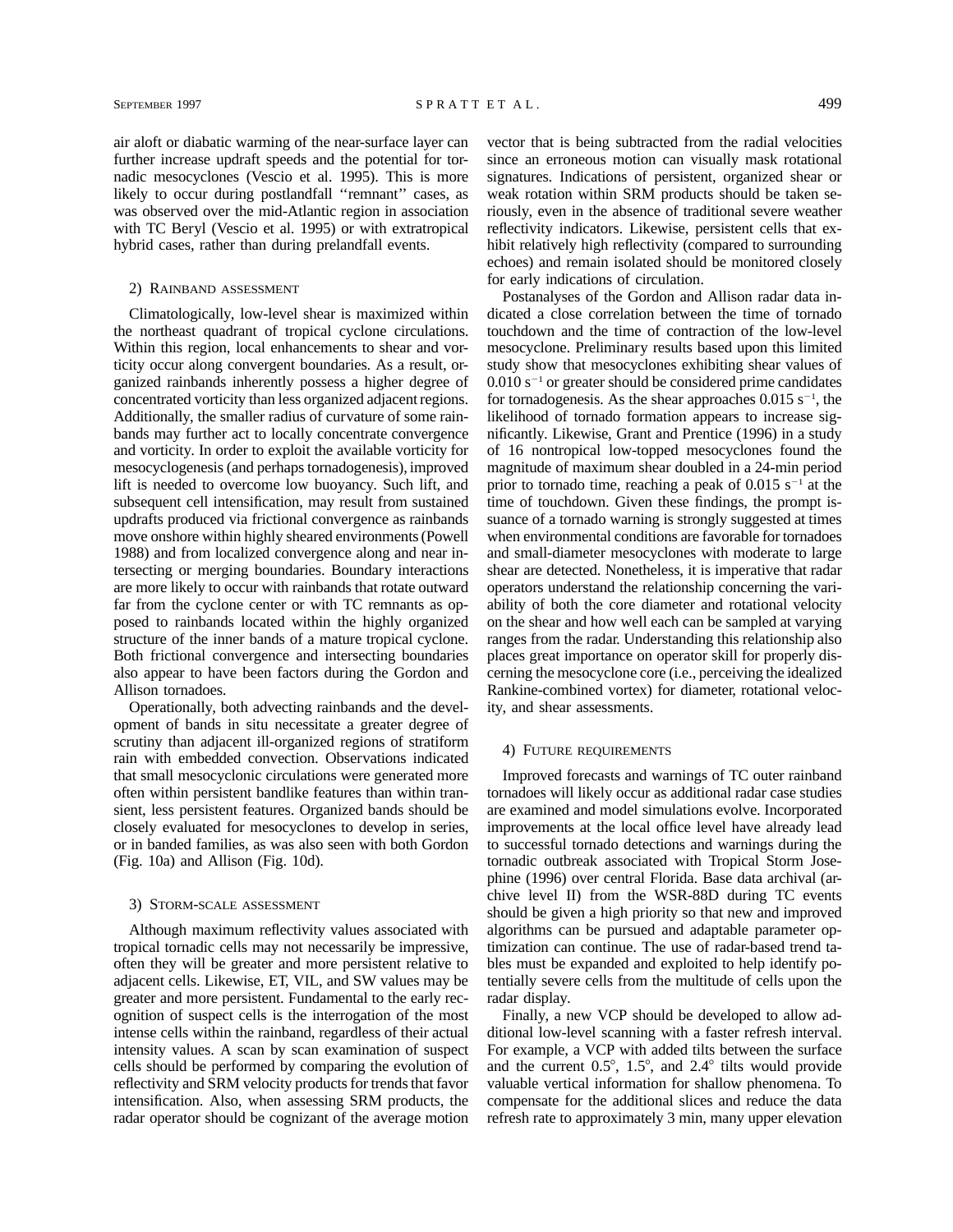air aloft or diabatic warming of the near-surface layer can further increase updraft speeds and the potential for tornadic mesocyclones (Vescio et al. 1995). This is more likely to occur during postlandfall ''remnant'' cases, as was observed over the mid-Atlantic region in association with TC Beryl (Vescio et al. 1995) or with extratropical hybrid cases, rather than during prelandfall events.

### 2) Rainband assessment

Climatologically, low-level shear is maximized within the northeast quadrant of tropical cyclone circulations. Within this region, local enhancements to shear and vorticity occur along convergent boundaries. As a result, organized rainbands inherently possess a higher degree of concentrated vorticity than less organized adjacent regions. Additionally, the smaller radius of curvature of some rainbands may further act to locally concentrate convergence and vorticity. In order to exploit the available vorticity for mesocyclogenesis (and perhaps tornadogenesis), improved lift is needed to overcome low buoyancy. Such lift, and subsequent cell intensification, may result from sustained updrafts produced via frictional convergence as rainbands move onshore within highly sheared environments (Powell 1988) and from localized convergence along and near intersecting or merging boundaries. Boundary interactions are more likely to occur with rainbands that rotate outward far from the cyclone center or with TC remnants as opposed to rainbands located within the highly organized structure of the inner bands of a mature tropical cyclone. Both frictional convergence and intersecting boundaries also appear to have been factors during the Gordon and Allison tornadoes.

Operationally, both advecting rainbands and the development of bands in situ necessitate a greater degree of scrutiny than adjacent ill-organized regions of stratiform rain with embedded convection. Observations indicated that small mesocyclonic circulations were generated more often within persistent bandlike features than within transient, less persistent features. Organized bands should be closely evaluated for mesocyclones to develop in series, or in banded families, as was also seen with both Gordon (Fig. 10a) and Allison (Fig. 10d).

### 3) Storm-scale assessment

Although maximum reflectivity values associated with tropical tornadic cells may not necessarily be impressive, often they will be greater and more persistent relative to adjacent cells. Likewise, ET, VIL, and SW values may be greater and more persistent. Fundamental to the early recognition of suspect cells is the interrogation of the most intense cells within the rainband, regardless of their actual intensity values. A scan by scan examination of suspect cells should be performed by comparing the evolution of reflectivity and SRM velocity products for trends that favor intensification. Also, when assessing SRM products, the radar operator should be cognizant of the average motion vector that is being subtracted from the radial velocities since an erroneous motion can visually mask rotational signatures. Indications of persistent, organized shear or weak rotation within SRM products should be taken seriously, even in the absence of traditional severe weather reflectivity indicators. Likewise, persistent cells that exhibit relatively high reflectivity (compared to surrounding echoes) and remain isolated should be monitored closely for early indications of circulation.

Postanalyses of the Gordon and Allison radar data indicated a close correlation between the time of tornado touchdown and the time of contraction of the low-level mesocyclone. Preliminary results based upon this limited study show that mesocyclones exhibiting shear values of $0.010\ \mathrm{s}^{-1}$ or greater should be considered prime candidates for tornadogenesis. As the shear approaches $0.015\ \mathrm{s}^{-1}$, the likelihood of tornado formation appears to increase significantly. Likewise, Grant and Prentice (1996) in a study of 16 nontropical low-topped mesocyclones found the magnitude of maximum shear doubled in a 24-min period prior to tornado time, reaching a peak of $0.015\ \mathrm{s}^{-1}$ at the time of touchdown. Given these findings, the prompt issuance of a tornado warning is strongly suggested at times when environmental conditions are favorable for tornadoes and small-diameter mesocyclones with moderate to large shear are detected. Nonetheless, it is imperative that radar operators understand the relationship concerning the variability of both the core diameter and rotational velocity on the shear and how well each can be sampled at varying ranges from the radar. Understanding this relationship also places great importance on operator skill for properly discerning the mesocyclone core (i.e., perceiving the idealized Rankine-combined vortex) for diameter, rotational velocity, and shear assessments.

### 4) Future requirements

Improved forecasts and warnings of TC outer rainband tornadoes will likely occur as additional radar case studies are examined and model simulations evolve. Incorporated improvements at the local office level have already lead to successful tornado detections and warnings during the tornadic outbreak associated with Tropical Storm Josephine (1996) over central Florida. Base data archival (archive level II) from the WSR-88D during TC events should be given a high priority so that new and improved algorithms can be pursued and adaptable parameter optimization can continue. The use of radar-based trend tables must be expanded and exploited to help identify potentially severe cells from the multitude of cells upon the radar display.

Finally, a new VCP should be developed to allow additional low-level scanning with a faster refresh interval. For example, a VCP with added tilts between the surface and the current 0.5°, 1.5°, and 2.4° tilts would provide valuable vertical information for shallow phenomena. To compensate for the additional slices and reduce the data refresh rate to approximately 3 min, many upper elevation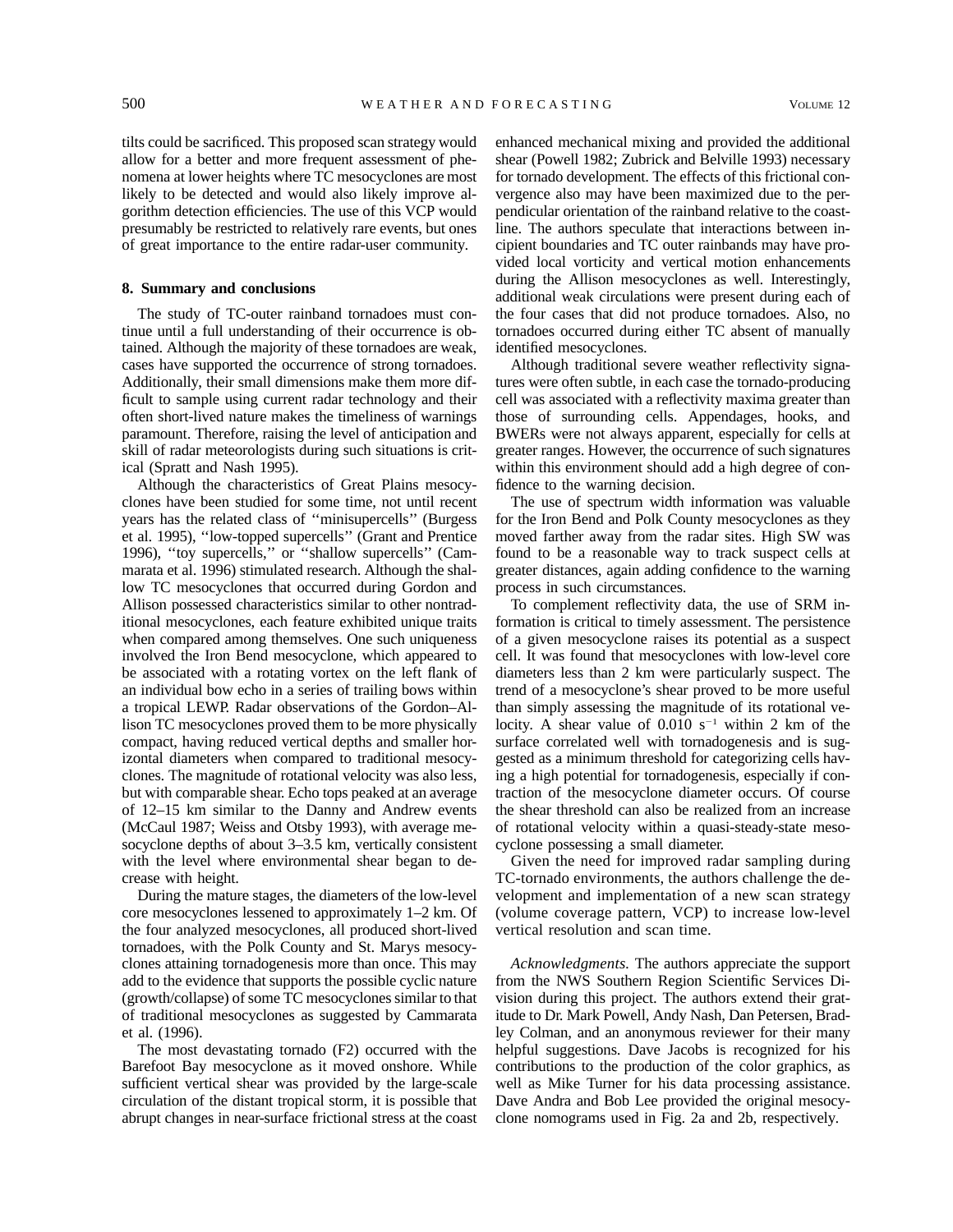tilts could be sacrificed. This proposed scan strategy would allow for a better and more frequent assessment of phenomena at lower heights where TC mesocyclones are most likely to be detected and would also likely improve algorithm detection efficiencies. The use of this VCP would presumably be restricted to relatively rare events, but ones of great importance to the entire radar-user community.

## 8. Summary and conclusions

The study of TC-outer rainband tornadoes must continue until a full understanding of their occurrence is obtained. Although the majority of these tornadoes are weak, cases have supported the occurrence of strong tornadoes. Additionally, their small dimensions make them more difficult to sample using current radar technology and their often short-lived nature makes the timeliness of warnings paramount. Therefore, raising the level of anticipation and skill of radar meteorologists during such situations is critical (Spratt and Nash 1995).

Although the characteristics of Great Plains mesocyclones have been studied for some time, not until recent years has the related class of ''minisupercells'' (Burgess et al. 1995), ''low-topped supercells'' (Grant and Prentice 1996), ''toy supercells,'' or ''shallow supercells'' (Cammarata et al. 1996) stimulated research. Although the shallow TC mesocyclones that occurred during Gordon and Allison possessed characteristics similar to other nontraditional mesocyclones, each feature exhibited unique traits when compared among themselves. One such uniqueness involved the Iron Bend mesocyclone, which appeared to be associated with a rotating vortex on the left flank of an individual bow echo in a series of trailing bows within a tropical LEWP. Radar observations of the Gordon–Allison TC mesocyclones proved them to be more physically compact, having reduced vertical depths and smaller horizontal diameters when compared to traditional mesocyclones. The magnitude of rotational velocity was also less, but with comparable shear. Echo tops peaked at an average of 12–15 km similar to the Danny and Andrew events (McCaul 1987; Weiss and Otsby 1993), with average mesocyclone depths of about 3–3.5 km, vertically consistent with the level where environmental shear began to decrease with height.

During the mature stages, the diameters of the low-level core mesocyclones lessened to approximately 1–2 km. Of the four analyzed mesocyclones, all produced short-lived tornadoes, with the Polk County and St. Marys mesocyclones attaining tornadogenesis more than once. This may add to the evidence that supports the possible cyclic nature (growth/collapse) of some TC mesocyclones similar to that of traditional mesocyclones as suggested by Cammarata et al. (1996).

The most devastating tornado (F2) occurred with the Barefoot Bay mesocyclone as it moved onshore. While sufficient vertical shear was provided by the large-scale circulation of the distant tropical storm, it is possible that abrupt changes in near-surface frictional stress at the coast enhanced mechanical mixing and provided the additional shear (Powell 1982; Zubrick and Belville 1993) necessary for tornado development. The effects of this frictional convergence also may have been maximized due to the perpendicular orientation of the rainband relative to the coastline. The authors speculate that interactions between incipient boundaries and TC outer rainbands may have provided local vorticity and vertical motion enhancements during the Allison mesocyclones as well. Interestingly, additional weak circulations were present during each of the four cases that did not produce tornadoes. Also, no tornadoes occurred during either TC absent of manually identified mesocyclones.

Although traditional severe weather reflectivity signatures were often subtle, in each case the tornado-producing cell was associated with a reflectivity maxima greater than those of surrounding cells. Appendages, hooks, and BWERs were not always apparent, especially for cells at greater ranges. However, the occurrence of such signatures within this environment should add a high degree of confidence to the warning decision.

The use of spectrum width information was valuable for the Iron Bend and Polk County mesocyclones as they moved farther away from the radar sites. High SW was found to be a reasonable way to track suspect cells at greater distances, again adding confidence to the warning process in such circumstances.

To complement reflectivity data, the use of SRM information is critical to timely assessment. The persistence of a given mesocyclone raises its potential as a suspect cell. It was found that mesocyclones with low-level core diameters less than 2 km were particularly suspect. The trend of a mesocyclone's shear proved to be more useful than simply assessing the magnitude of its rotational velocity. A shear value of 0.010 $s^{-1}$ within 2 km of the surface correlated well with tornadogenesis and is suggested as a minimum threshold for categorizing cells having a high potential for tornadogenesis, especially if contraction of the mesocyclone diameter occurs. Of course the shear threshold can also be realized from an increase of rotational velocity within a quasi-steady-state mesocyclone possessing a small diameter.

Given the need for improved radar sampling during TC-tornado environments, the authors challenge the development and implementation of a new scan strategy (volume coverage pattern, VCP) to increase low-level vertical resolution and scan time.

*Acknowledgments.* The authors appreciate the support from the NWS Southern Region Scientific Services Division during this project. The authors extend their gratitude to Dr. Mark Powell, Andy Nash, Dan Petersen, Bradley Colman, and an anonymous reviewer for their many helpful suggestions. Dave Jacobs is recognized for his contributions to the production of the color graphics, as well as Mike Turner for his data processing assistance. Dave Andra and Bob Lee provided the original mesocyclone nomograms used in Fig. 2a and 2b, respectively.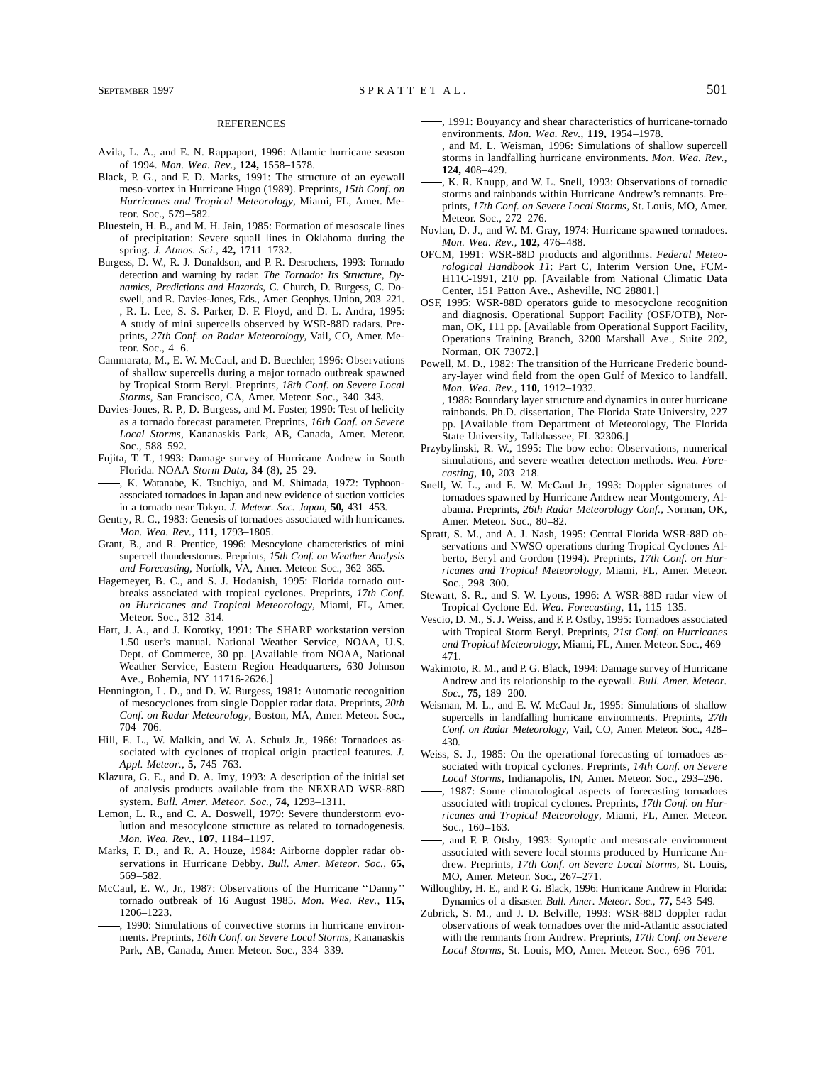## REFERENCES

Avila, L. A., and E. N. Rappaport, 1996: Atlantic hurricane season of 1994. *Mon. Wea. Rev.,* **124,** 1558–1578.

Black, P. G., and F. D. Marks, 1991: The structure of an eyewall meso-vortex in Hurricane Hugo (1989). Preprints, *15th Conf. on Hurricanes and Tropical Meteorology,* Miami, FL, Amer. Meteor. Soc., 579–582.

Bluestein, H. B., and M. H. Jain, 1985: Formation of mesoscale lines of precipitation: Severe squall lines in Oklahoma during the spring. *J. Atmos. Sci.,* **42,** 1711–1732.

Burgess, D. W., R. J. Donaldson, and P. R. Desrochers, 1993: Tornado detection and warning by radar. *The Tornado: Its Structure, Dynamics, Predictions and Hazards,* C. Church, D. Burgess, C. Doswell, and R. Davies-Jones, Eds., Amer. Geophys. Union, 203–221.

——, R. L. Lee, S. S. Parker, D. F. Floyd, and D. L. Andra, 1995: A study of mini supercells observed by WSR-88D radars. Preprints, *27th Conf. on Radar Meteorology,* Vail, CO, Amer. Meteor. Soc., 4–6.

Cammarata, M., E. W. McCaul, and D. Buechler, 1996: Observations of shallow supercells during a major tornado outbreak spawned by Tropical Storm Beryl. Preprints, *18th Conf. on Severe Local Storms,* San Francisco, CA, Amer. Meteor. Soc., 340–343.

Davies-Jones, R. P., D. Burgess, and M. Foster, 1990: Test of helicity as a tornado forecast parameter. Preprints, *16th Conf. on Severe Local Storms,* Kananaskis Park, AB, Canada, Amer. Meteor. Soc., 588–592.

Fujita, T. T., 1993: Damage survey of Hurricane Andrew in South Florida. NOAA *Storm Data,* **34** (8), 25–29.

——, K. Watanabe, K. Tsuchiya, and M. Shimada, 1972: Typhoon-associated tornadoes in Japan and new evidence of suction vorticies in a tornado near Tokyo. *J. Meteor. Soc. Japan,* **50,** 431–453.

Gentry, R. C., 1983: Genesis of tornadoes associated with hurricanes. *Mon. Wea. Rev.,* **111,** 1793–1805.

Grant, B., and R. Prentice, 1996: Mesocylone characteristics of mini supercell thunderstorms. Preprints, *15th Conf. on Weather Analysis and Forecasting,* Norfolk, VA, Amer. Meteor. Soc., 362–365.

Hagemeyer, B. C., and S. J. Hodanish, 1995: Florida tornado outbreaks associated with tropical cyclones. Preprints, *17th Conf. on Hurricanes and Tropical Meteorology,* Miami, FL, Amer. Meteor. Soc., 312–314.

Hart, J. A., and J. Korotky, 1991: The SHARP workstation version 1.50 user's manual. National Weather Service, NOAA, U.S. Dept. of Commerce, 30 pp. [Available from NOAA, National Weather Service, Eastern Region Headquarters, 630 Johnson Ave., Bohemia, NY 11716-2626.]

Hennington, L. D., and D. W. Burgess, 1981: Automatic recognition of mesocyclones from single Doppler radar data. Preprints, *20th Conf. on Radar Meteorology,* Boston, MA, Amer. Meteor. Soc., 704–706.

Hill, E. L., W. Malkin, and W. A. Schulz Jr., 1966: Tornadoes associated with cyclones of tropical origin–practical features. *J. Appl. Meteor.,* **5,** 745–763.

Klazura, G. E., and D. A. Imy, 1993: A description of the initial set of analysis products available from the NEXRAD WSR-88D system. *Bull. Amer. Meteor. Soc.,* **74,** 1293–1311.

Lemon, L. R., and C. A. Doswell, 1979: Severe thunderstorm evolution and mesocylcone structure as related to tornadogenesis. *Mon. Wea. Rev.,* **107,** 1184–1197.

Marks, F. D., and R. A. Houze, 1984: Airborne doppler radar observations in Hurricane Debby. *Bull. Amer. Meteor. Soc.,* **65,** 569–582.

McCaul, E. W., Jr., 1987: Observations of the Hurricane ''Danny'' tornado outbreak of 16 August 1985. *Mon. Wea. Rev.,* **115,** 1206–1223.

——, 1990: Simulations of convective storms in hurricane environments. Preprints, *16th Conf. on Severe Local Storms,* Kananaskis Park, AB, Canada, Amer. Meteor. Soc., 334–339.

——, 1991: Bouyancy and shear characteristics of hurricane-tornado environments. *Mon. Wea. Rev.,* **119,** 1954–1978.

——, and M. L. Weisman, 1996: Simulations of shallow supercell storms in landfalling hurricane environments. *Mon. Wea. Rev.,* **124,** 408–429.

——, K. R. Knupp, and W. L. Snell, 1993: Observations of tornadic storms and rainbands within Hurricane Andrew's remnants. Preprints, *17th Conf. on Severe Local Storms,* St. Louis, MO, Amer. Meteor. Soc., 272–276.

Novlan, D. J., and W. M. Gray, 1974: Hurricane spawned tornadoes. *Mon. Wea. Rev.,* **102,** 476–488.

OFCM, 1991: WSR-88D products and algorithms. *Federal Meteorological Handbook 11*: Part C, Interim Version One, FCM-H11C-1991, 210 pp. [Available from National Climatic Data Center, 151 Patton Ave., Asheville, NC 28801.]

OSF, 1995: WSR-88D operators guide to mesocyclone recognition and diagnosis. Operational Support Facility (OSF/OTB), Norman, OK, 111 pp. [Available from Operational Support Facility, Operations Training Branch, 3200 Marshall Ave., Suite 202, Norman, OK 73072.]

Powell, M. D., 1982: The transition of the Hurricane Frederic boundary-layer wind field from the open Gulf of Mexico to landfall. *Mon. Wea. Rev.,* **110,** 1912–1932.

——, 1988: Boundary layer structure and dynamics in outer hurricane rainbands. Ph.D. dissertation, The Florida State University, 227 pp. [Available from Department of Meteorology, The Florida State University, Tallahassee, FL 32306.]

Przybylinski, R. W., 1995: The bow echo: Observations, numerical simulations, and severe weather detection methods. *Wea. Forecasting,* **10,** 203–218.

Snell, W. L., and E. W. McCaul Jr., 1993: Doppler signatures of tornadoes spawned by Hurricane Andrew near Montgomery, Alabama. Preprints, *26th Radar Meteorology Conf.,* Norman, OK, Amer. Meteor. Soc., 80–82.

Spratt, S. M., and A. J. Nash, 1995: Central Florida WSR-88D observations and NWSO operations during Tropical Cyclones Alberto, Beryl and Gordon (1994). Preprints, *17th Conf. on Hurricanes and Tropical Meteorology,* Miami, FL, Amer. Meteor. Soc., 298–300.

Stewart, S. R., and S. W. Lyons, 1996: A WSR-88D radar view of Tropical Cyclone Ed. *Wea. Forecasting,* **11,** 115–135.

Vescio, D. M., S. J. Weiss, and F. P. Ostby, 1995: Tornadoes associated with Tropical Storm Beryl. Preprints, *21st Conf. on Hurricanes and Tropical Meteorology,* Miami, FL, Amer. Meteor. Soc., 469–471.

Wakimoto, R. M., and P. G. Black, 1994: Damage survey of Hurricane Andrew and its relationship to the eyewall. *Bull. Amer. Meteor. Soc.,* **75,** 189–200.

Weisman, M. L., and E. W. McCaul Jr., 1995: Simulations of shallow supercells in landfalling hurricane environments. Preprints, *27th Conf. on Radar Meteorology,* Vail, CO, Amer. Meteor. Soc., 428–430.

Weiss, S. J., 1985: On the operational forecasting of tornadoes associated with tropical cyclones. Preprints, *14th Conf. on Severe Local Storms,* Indianapolis, IN, Amer. Meteor. Soc., 293–296.

——, 1987: Some climatological aspects of forecasting tornadoes associated with tropical cyclones. Preprints, *17th Conf. on Hurricanes and Tropical Meteorology,* Miami, FL, Amer. Meteor. Soc., 160–163.

——, and F. P. Otsby, 1993: Synoptic and mesoscale environment associated with severe local storms produced by Hurricane Andrew. Preprints, *17th Conf. on Severe Local Storms,* St. Louis, MO, Amer. Meteor. Soc., 267–271.

Willoughby, H. E., and P. G. Black, 1996: Hurricane Andrew in Florida: Dynamics of a disaster. *Bull. Amer. Meteor. Soc.,* **77,** 543–549.

Zubrick, S. M., and J. D. Belville, 1993: WSR-88D doppler radar observations of weak tornadoes over the mid-Atlantic associated with the remnants from Andrew. Preprints, *17th Conf. on Severe Local Storms,* St. Louis, MO, Amer. Meteor. Soc., 696–701.